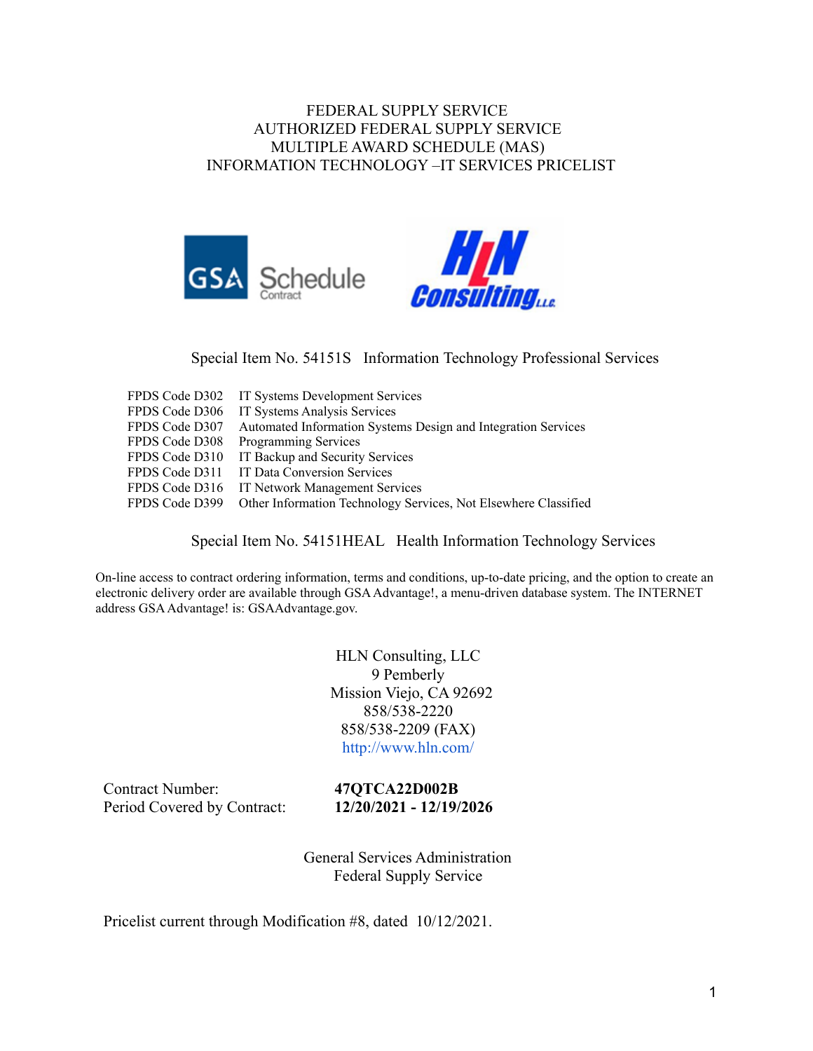# FEDERAL SUPPLY SERVICE
# AUTHORIZED FEDERAL SUPPLY SERVICE
# MULTIPLE AWARD SCHEDULE (MAS)
# INFORMATION TECHNOLOGY –IT SERVICES PRICELIST

## Special Item No. 54151S Information Technology Professional Services

| | |
|---|---|
| FPDS Code D302 | IT Systems Development Services |
| FPDS Code D306 | IT Systems Analysis Services |
| FPDS Code D307 | Automated Information Systems Design and Integration Services |
| FPDS Code D308 | Programming Services |
| FPDS Code D310 | IT Backup and Security Services |
| FPDS Code D311 | IT Data Conversion Services |
| FPDS Code D316 | IT Network Management Services |
| FPDS Code D399 | Other Information Technology Services, Not Elsewhere Classified |

## Special Item No. 54151HEAL Health Information Technology Services

On-line access to contract ordering information, terms and conditions, up-to-date pricing, and the option to create an electronic delivery order are available through GSA Advantage!, a menu-driven database system. The INTERNET address GSA Advantage! is: GSAAdvantage.gov.

HLN Consulting, LLC
9 Pemberly
Mission Viejo, CA 92692
858/538-2220
858/538-2209 (FAX)
http://www.hln.com/

Contract Number: **47QTCA22D002B**
Period Covered by Contract: **12/20/2021 - 12/19/2026**

General Services Administration
Federal Supply Service

Pricelist current through Modification #8, dated 10/12/2021.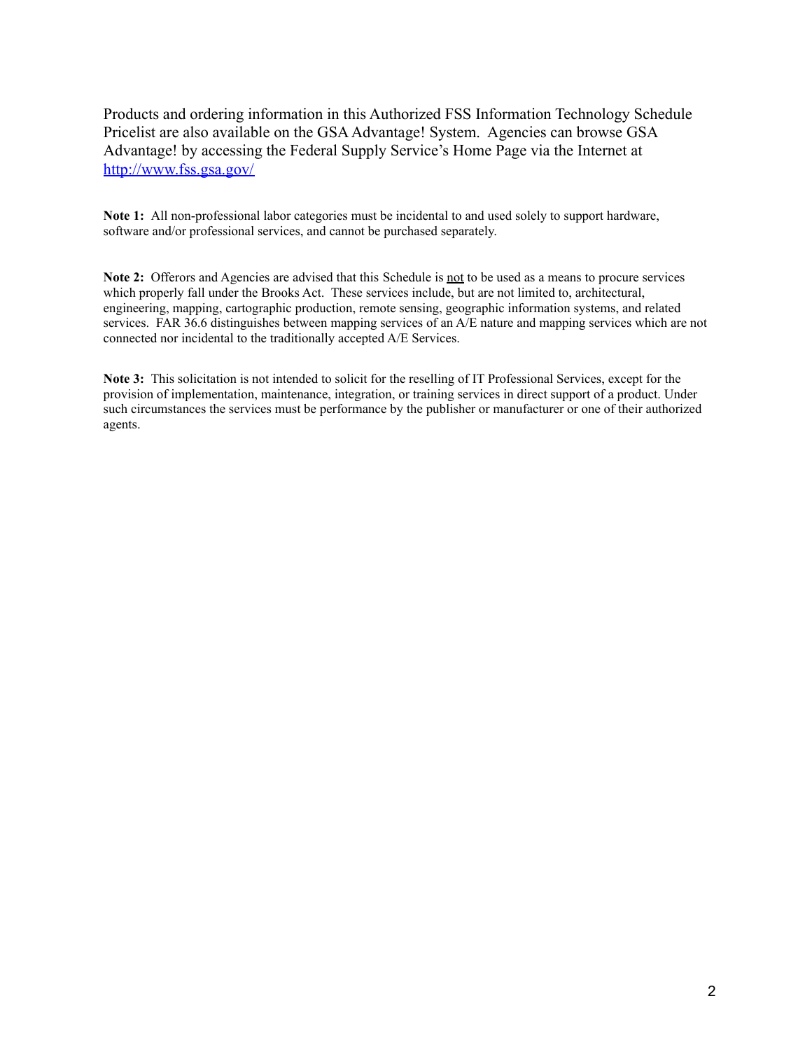Products and ordering information in this Authorized FSS Information Technology Schedule Pricelist are also available on the GSA Advantage! System. Agencies can browse GSA Advantage! by accessing the Federal Supply Service's Home Page via the Internet at http://www.fss.gsa.gov/

**Note 1:** All non-professional labor categories must be incidental to and used solely to support hardware, software and/or professional services, and cannot be purchased separately.

**Note 2:** Offerors and Agencies are advised that this Schedule is not to be used as a means to procure services which properly fall under the Brooks Act. These services include, but are not limited to, architectural, engineering, mapping, cartographic production, remote sensing, geographic information systems, and related services. FAR 36.6 distinguishes between mapping services of an A/E nature and mapping services which are not connected nor incidental to the traditionally accepted A/E Services.

**Note 3:** This solicitation is not intended to solicit for the reselling of IT Professional Services, except for the provision of implementation, maintenance, integration, or training services in direct support of a product. Under such circumstances the services must be performance by the publisher or manufacturer or one of their authorized agents.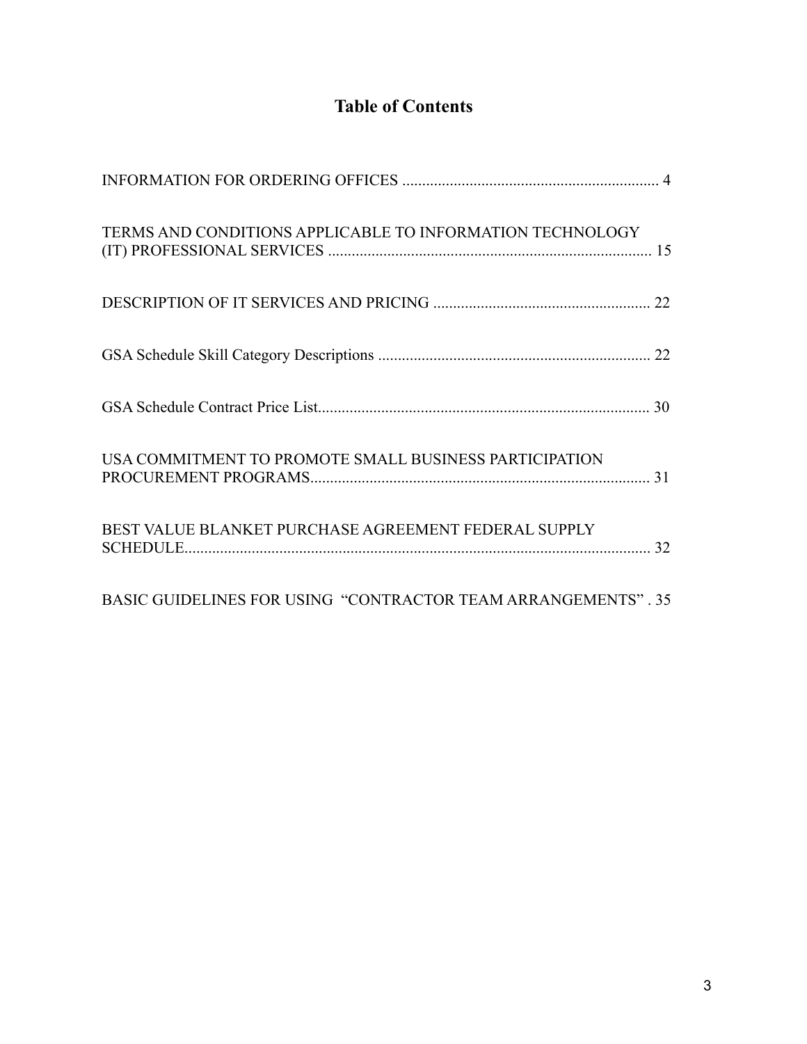# Table of Contents

INFORMATION FOR ORDERING OFFICES ................................................................ 4

TERMS AND CONDITIONS APPLICABLE TO INFORMATION TECHNOLOGY (IT) PROFESSIONAL SERVICES .................................................................................. 15

DESCRIPTION OF IT SERVICES AND PRICING ....................................................... 22

GSA Schedule Skill Category Descriptions ..................................................................... 22

GSA Schedule Contract Price List.................................................................................... 30

USA COMMITMENT TO PROMOTE SMALL BUSINESS PARTICIPATION PROCUREMENT PROGRAMS...................................................................................... 31

BEST VALUE BLANKET PURCHASE AGREEMENT FEDERAL SUPPLY SCHEDULE...................................................................................................................... 32

BASIC GUIDELINES FOR USING "CONTRACTOR TEAM ARRANGEMENTS" . 35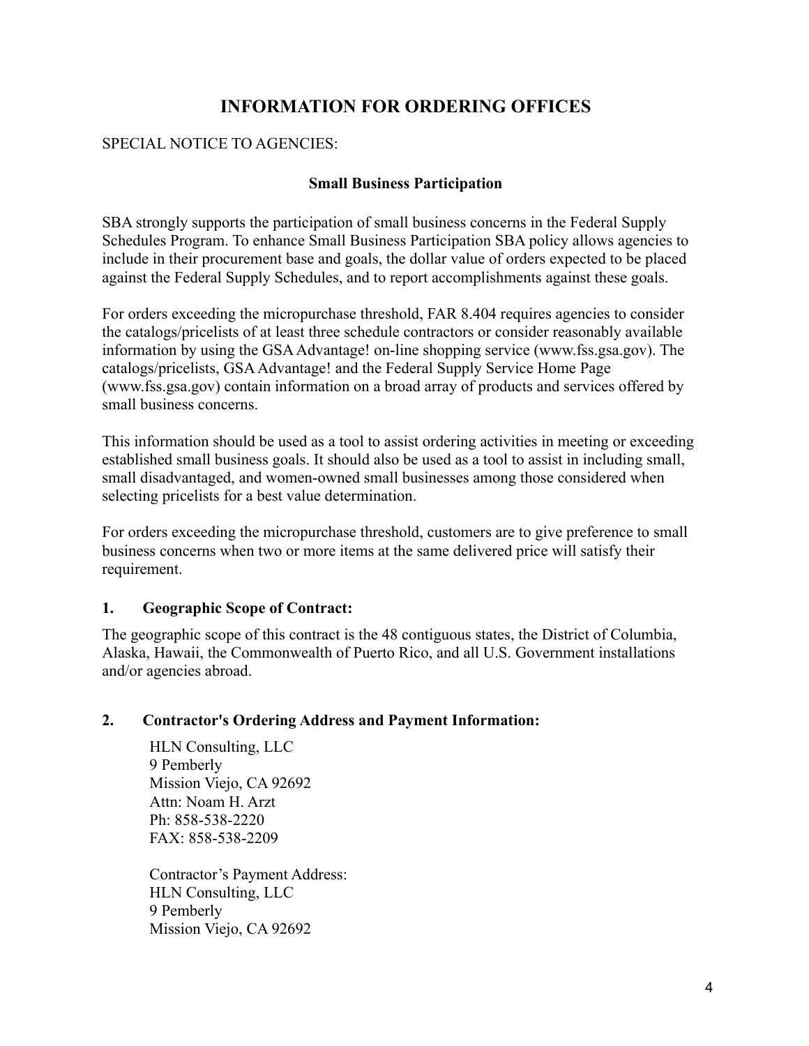# INFORMATION FOR ORDERING OFFICES

SPECIAL NOTICE TO AGENCIES:

**Small Business Participation**

SBA strongly supports the participation of small business concerns in the Federal Supply Schedules Program. To enhance Small Business Participation SBA policy allows agencies to include in their procurement base and goals, the dollar value of orders expected to be placed against the Federal Supply Schedules, and to report accomplishments against these goals.

For orders exceeding the micropurchase threshold, FAR 8.404 requires agencies to consider the catalogs/pricelists of at least three schedule contractors or consider reasonably available information by using the GSA Advantage! on-line shopping service (www.fss.gsa.gov). The catalogs/pricelists, GSA Advantage! and the Federal Supply Service Home Page (www.fss.gsa.gov) contain information on a broad array of products and services offered by small business concerns.

This information should be used as a tool to assist ordering activities in meeting or exceeding established small business goals. It should also be used as a tool to assist in including small, small disadvantaged, and women-owned small businesses among those considered when selecting pricelists for a best value determination.

For orders exceeding the micropurchase threshold, customers are to give preference to small business concerns when two or more items at the same delivered price will satisfy their requirement.

**1. Geographic Scope of Contract:**

The geographic scope of this contract is the 48 contiguous states, the District of Columbia, Alaska, Hawaii, the Commonwealth of Puerto Rico, and all U.S. Government installations and/or agencies abroad.

**2. Contractor's Ordering Address and Payment Information:**

HLN Consulting, LLC
9 Pemberly
Mission Viejo, CA 92692
Attn: Noam H. Arzt
Ph: 858-538-2220
FAX: 858-538-2209

Contractor's Payment Address:
HLN Consulting, LLC
9 Pemberly
Mission Viejo, CA 92692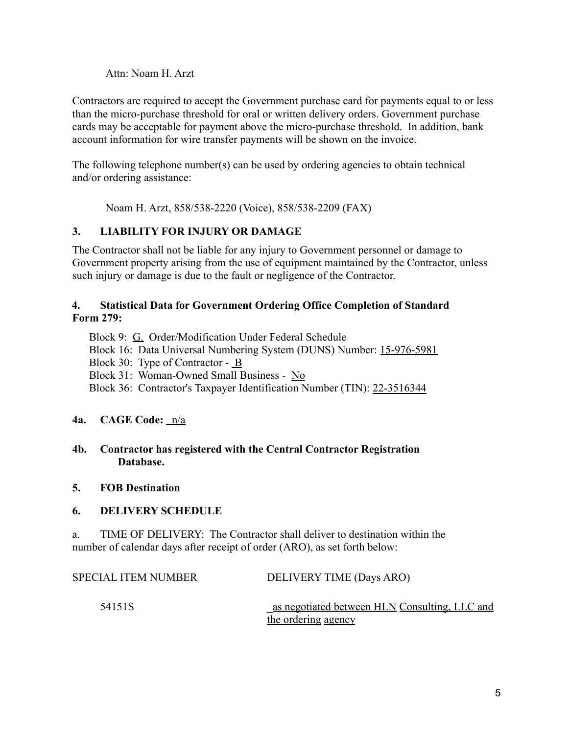Attn: Noam H. Arzt

Contractors are required to accept the Government purchase card for payments equal to or less than the micro-purchase threshold for oral or written delivery orders. Government purchase cards may be acceptable for payment above the micro-purchase threshold. In addition, bank account information for wire transfer payments will be shown on the invoice.

The following telephone number(s) can be used by ordering agencies to obtain technical and/or ordering assistance:

Noam H. Arzt, 858/538-2220 (Voice), 858/538-2209 (FAX)

## 3. LIABILITY FOR INJURY OR DAMAGE

The Contractor shall not be liable for any injury to Government personnel or damage to Government property arising from the use of equipment maintained by the Contractor, unless such injury or damage is due to the fault or negligence of the Contractor.

## 4. Statistical Data for Government Ordering Office Completion of Standard Form 279:

Block 9: G. Order/Modification Under Federal Schedule
Block 16: Data Universal Numbering System (DUNS) Number: 15-976-5981
Block 30: Type of Contractor - B
Block 31: Woman-Owned Small Business - No
Block 36: Contractor's Taxpayer Identification Number (TIN): 22-3516344

## 4a. CAGE Code: n/a

## 4b. Contractor has registered with the Central Contractor Registration Database.

## 5. FOB Destination

## 6. DELIVERY SCHEDULE

a. TIME OF DELIVERY: The Contractor shall deliver to destination within the number of calendar days after receipt of order (ARO), as set forth below:

| SPECIAL ITEM NUMBER | DELIVERY TIME (Days ARO) |
|---|---|
| 54151S | as negotiated between HLN Consulting, LLC and the ordering agency |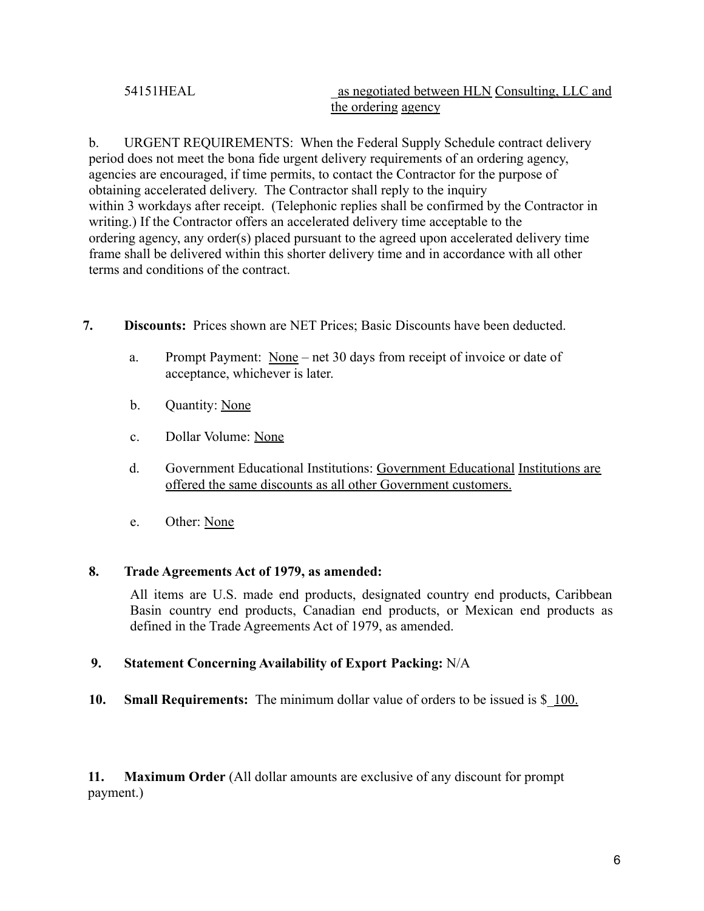| | |
|---|---|
| 54151HEAL | as negotiated between HLN Consulting, LLC and the ordering agency |

b. URGENT REQUIREMENTS: When the Federal Supply Schedule contract delivery period does not meet the bona fide urgent delivery requirements of an ordering agency, agencies are encouraged, if time permits, to contact the Contractor for the purpose of obtaining accelerated delivery. The Contractor shall reply to the inquiry within 3 workdays after receipt. (Telephonic replies shall be confirmed by the Contractor in writing.) If the Contractor offers an accelerated delivery time acceptable to the ordering agency, any order(s) placed pursuant to the agreed upon accelerated delivery time frame shall be delivered within this shorter delivery time and in accordance with all other terms and conditions of the contract.

**7. Discounts:** Prices shown are NET Prices; Basic Discounts have been deducted.

a. Prompt Payment: None – net 30 days from receipt of invoice or date of acceptance, whichever is later.

b. Quantity: None

c. Dollar Volume: None

d. Government Educational Institutions: Government Educational Institutions are offered the same discounts as all other Government customers.

e. Other: None

**8. Trade Agreements Act of 1979, as amended:**

All items are U.S. made end products, designated country end products, Caribbean Basin country end products, Canadian end products, or Mexican end products as defined in the Trade Agreements Act of 1979, as amended.

**9. Statement Concerning Availability of Export Packing:** N/A

**10. Small Requirements:** The minimum dollar value of orders to be issued is $ 100.

**11. Maximum Order** (All dollar amounts are exclusive of any discount for prompt payment.)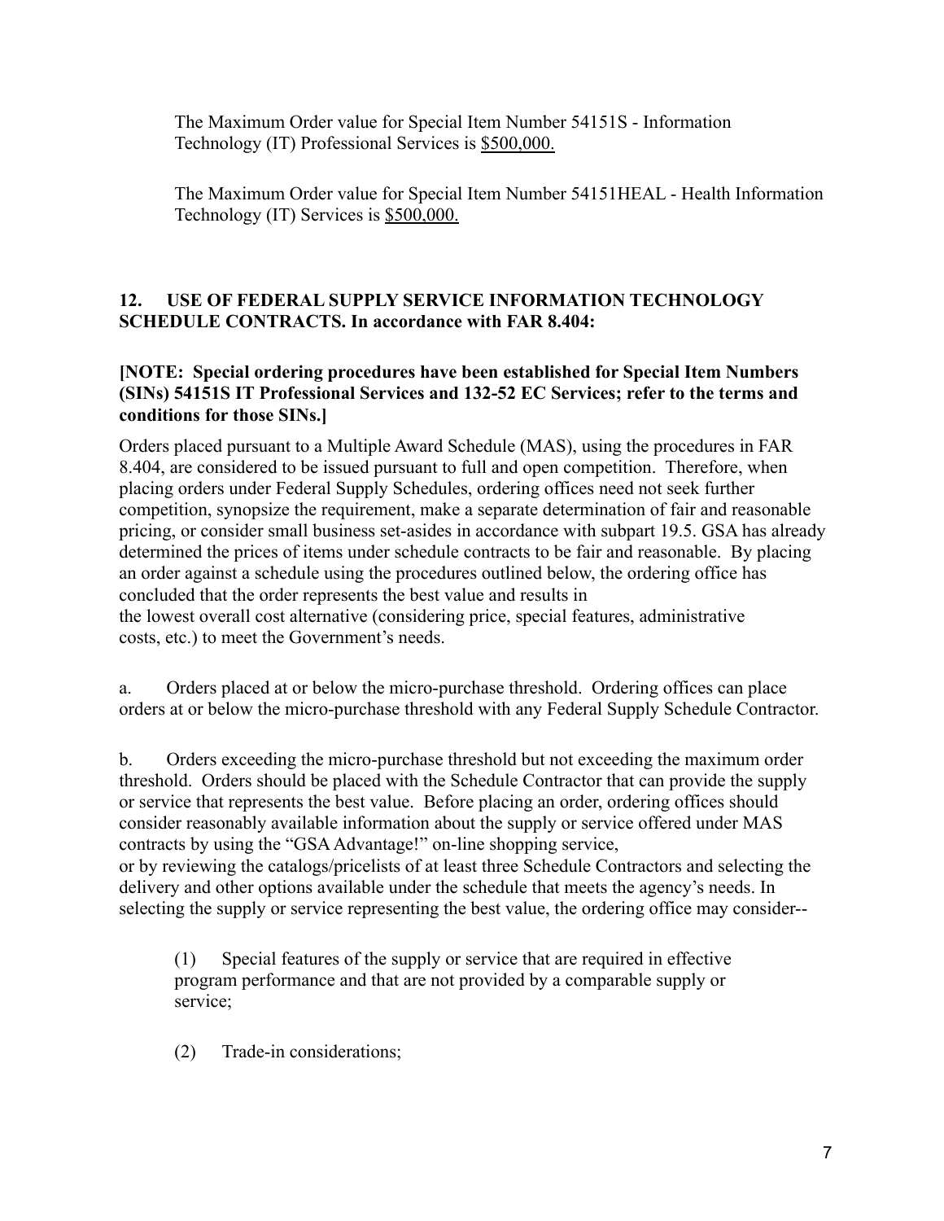The Maximum Order value for Special Item Number 54151S - Information Technology (IT) Professional Services is $500,000.

The Maximum Order value for Special Item Number 54151HEAL - Health Information Technology (IT) Services is $500,000.

## 12. USE OF FEDERAL SUPPLY SERVICE INFORMATION TECHNOLOGY SCHEDULE CONTRACTS. In accordance with FAR 8.404:

**[NOTE: Special ordering procedures have been established for Special Item Numbers (SINs) 54151S IT Professional Services and 132-52 EC Services; refer to the terms and conditions for those SINs.]**

Orders placed pursuant to a Multiple Award Schedule (MAS), using the procedures in FAR 8.404, are considered to be issued pursuant to full and open competition. Therefore, when placing orders under Federal Supply Schedules, ordering offices need not seek further competition, synopsize the requirement, make a separate determination of fair and reasonable pricing, or consider small business set-asides in accordance with subpart 19.5. GSA has already determined the prices of items under schedule contracts to be fair and reasonable. By placing an order against a schedule using the procedures outlined below, the ordering office has concluded that the order represents the best value and results in the lowest overall cost alternative (considering price, special features, administrative costs, etc.) to meet the Government's needs.

a. Orders placed at or below the micro-purchase threshold. Ordering offices can place orders at or below the micro-purchase threshold with any Federal Supply Schedule Contractor.

b. Orders exceeding the micro-purchase threshold but not exceeding the maximum order threshold. Orders should be placed with the Schedule Contractor that can provide the supply or service that represents the best value. Before placing an order, ordering offices should consider reasonably available information about the supply or service offered under MAS contracts by using the "GSA Advantage!" on-line shopping service, or by reviewing the catalogs/pricelists of at least three Schedule Contractors and selecting the delivery and other options available under the schedule that meets the agency's needs. In selecting the supply or service representing the best value, the ordering office may consider--

(1) Special features of the supply or service that are required in effective program performance and that are not provided by a comparable supply or service;

(2) Trade-in considerations;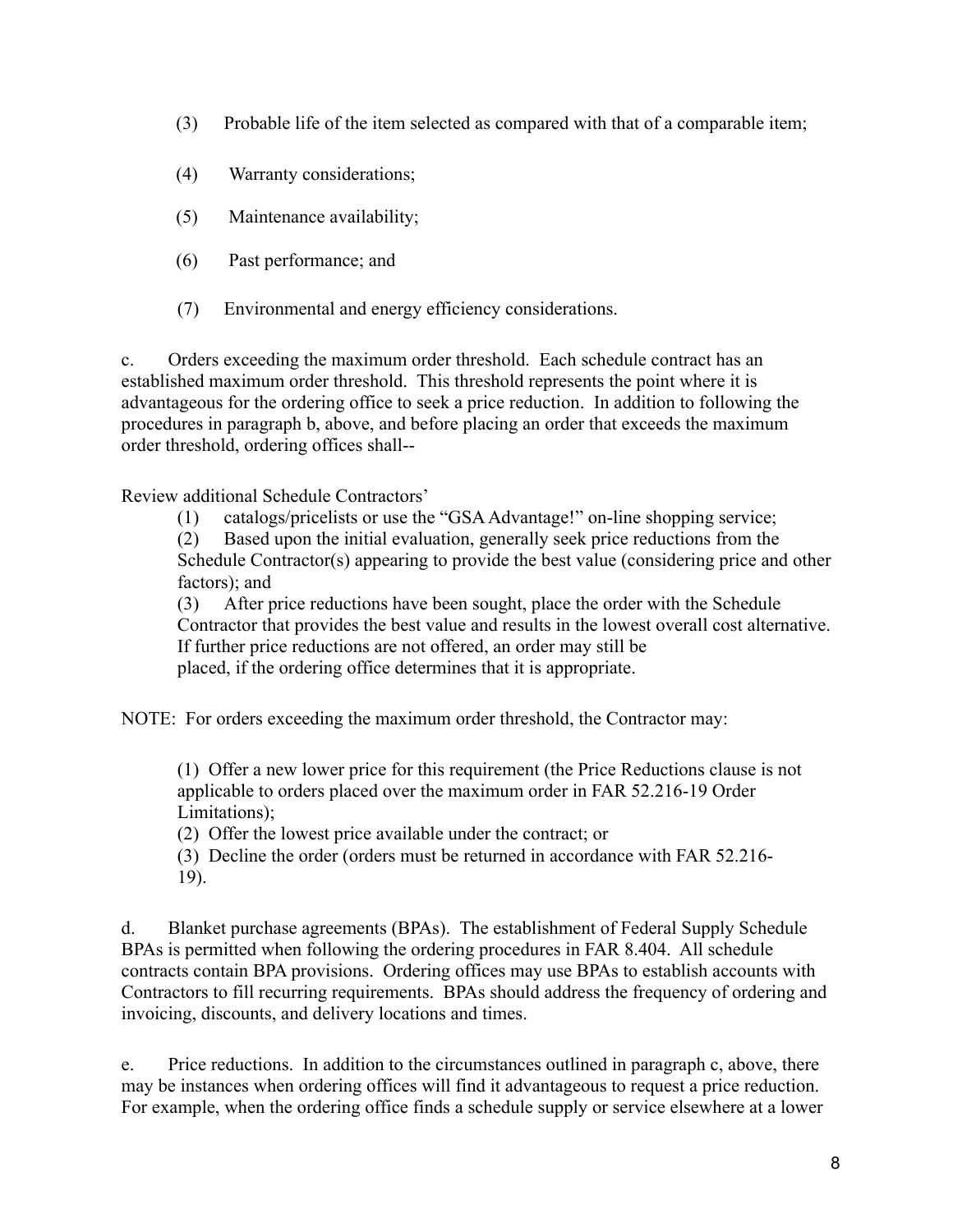(3) Probable life of the item selected as compared with that of a comparable item;

(4) Warranty considerations;

(5) Maintenance availability;

(6) Past performance; and

(7) Environmental and energy efficiency considerations.

c. Orders exceeding the maximum order threshold. Each schedule contract has an established maximum order threshold. This threshold represents the point where it is advantageous for the ordering office to seek a price reduction. In addition to following the procedures in paragraph b, above, and before placing an order that exceeds the maximum order threshold, ordering offices shall--

Review additional Schedule Contractors'

(1) catalogs/pricelists or use the "GSA Advantage!" on-line shopping service;

(2) Based upon the initial evaluation, generally seek price reductions from the Schedule Contractor(s) appearing to provide the best value (considering price and other factors); and

(3) After price reductions have been sought, place the order with the Schedule Contractor that provides the best value and results in the lowest overall cost alternative. If further price reductions are not offered, an order may still be placed, if the ordering office determines that it is appropriate.

NOTE: For orders exceeding the maximum order threshold, the Contractor may:

(1) Offer a new lower price for this requirement (the Price Reductions clause is not applicable to orders placed over the maximum order in FAR 52.216-19 Order Limitations);

(2) Offer the lowest price available under the contract; or

(3) Decline the order (orders must be returned in accordance with FAR 52.216-19).

d. Blanket purchase agreements (BPAs). The establishment of Federal Supply Schedule BPAs is permitted when following the ordering procedures in FAR 8.404. All schedule contracts contain BPA provisions. Ordering offices may use BPAs to establish accounts with Contractors to fill recurring requirements. BPAs should address the frequency of ordering and invoicing, discounts, and delivery locations and times.

e. Price reductions. In addition to the circumstances outlined in paragraph c, above, there may be instances when ordering offices will find it advantageous to request a price reduction. For example, when the ordering office finds a schedule supply or service elsewhere at a lower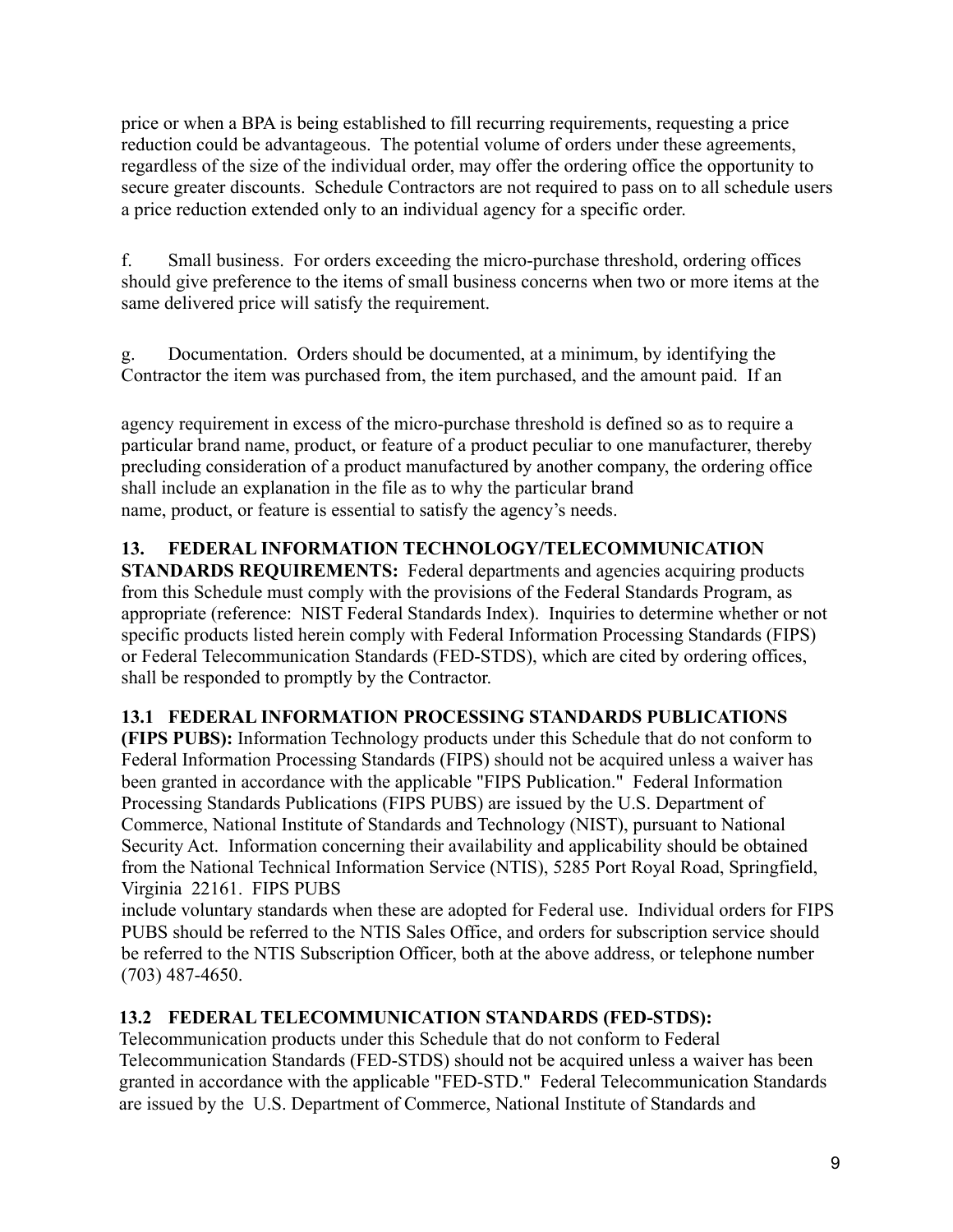price or when a BPA is being established to fill recurring requirements, requesting a price reduction could be advantageous. The potential volume of orders under these agreements, regardless of the size of the individual order, may offer the ordering office the opportunity to secure greater discounts. Schedule Contractors are not required to pass on to all schedule users a price reduction extended only to an individual agency for a specific order.

f. Small business. For orders exceeding the micro-purchase threshold, ordering offices should give preference to the items of small business concerns when two or more items at the same delivered price will satisfy the requirement.

g. Documentation. Orders should be documented, at a minimum, by identifying the Contractor the item was purchased from, the item purchased, and the amount paid. If an

agency requirement in excess of the micro-purchase threshold is defined so as to require a particular brand name, product, or feature of a product peculiar to one manufacturer, thereby precluding consideration of a product manufactured by another company, the ordering office shall include an explanation in the file as to why the particular brand name, product, or feature is essential to satisfy the agency's needs.

**13. FEDERAL INFORMATION TECHNOLOGY/TELECOMMUNICATION STANDARDS REQUIREMENTS:** Federal departments and agencies acquiring products from this Schedule must comply with the provisions of the Federal Standards Program, as appropriate (reference: NIST Federal Standards Index). Inquiries to determine whether or not specific products listed herein comply with Federal Information Processing Standards (FIPS) or Federal Telecommunication Standards (FED-STDS), which are cited by ordering offices, shall be responded to promptly by the Contractor.

**13.1 FEDERAL INFORMATION PROCESSING STANDARDS PUBLICATIONS (FIPS PUBS):** Information Technology products under this Schedule that do not conform to Federal Information Processing Standards (FIPS) should not be acquired unless a waiver has been granted in accordance with the applicable "FIPS Publication." Federal Information Processing Standards Publications (FIPS PUBS) are issued by the U.S. Department of Commerce, National Institute of Standards and Technology (NIST), pursuant to National Security Act. Information concerning their availability and applicability should be obtained from the National Technical Information Service (NTIS), 5285 Port Royal Road, Springfield, Virginia 22161. FIPS PUBS include voluntary standards when these are adopted for Federal use. Individual orders for FIPS PUBS should be referred to the NTIS Sales Office, and orders for subscription service should be referred to the NTIS Subscription Officer, both at the above address, or telephone number (703) 487-4650.

**13.2 FEDERAL TELECOMMUNICATION STANDARDS (FED-STDS):** Telecommunication products under this Schedule that do not conform to Federal Telecommunication Standards (FED-STDS) should not be acquired unless a waiver has been granted in accordance with the applicable "FED-STD." Federal Telecommunication Standards are issued by the U.S. Department of Commerce, National Institute of Standards and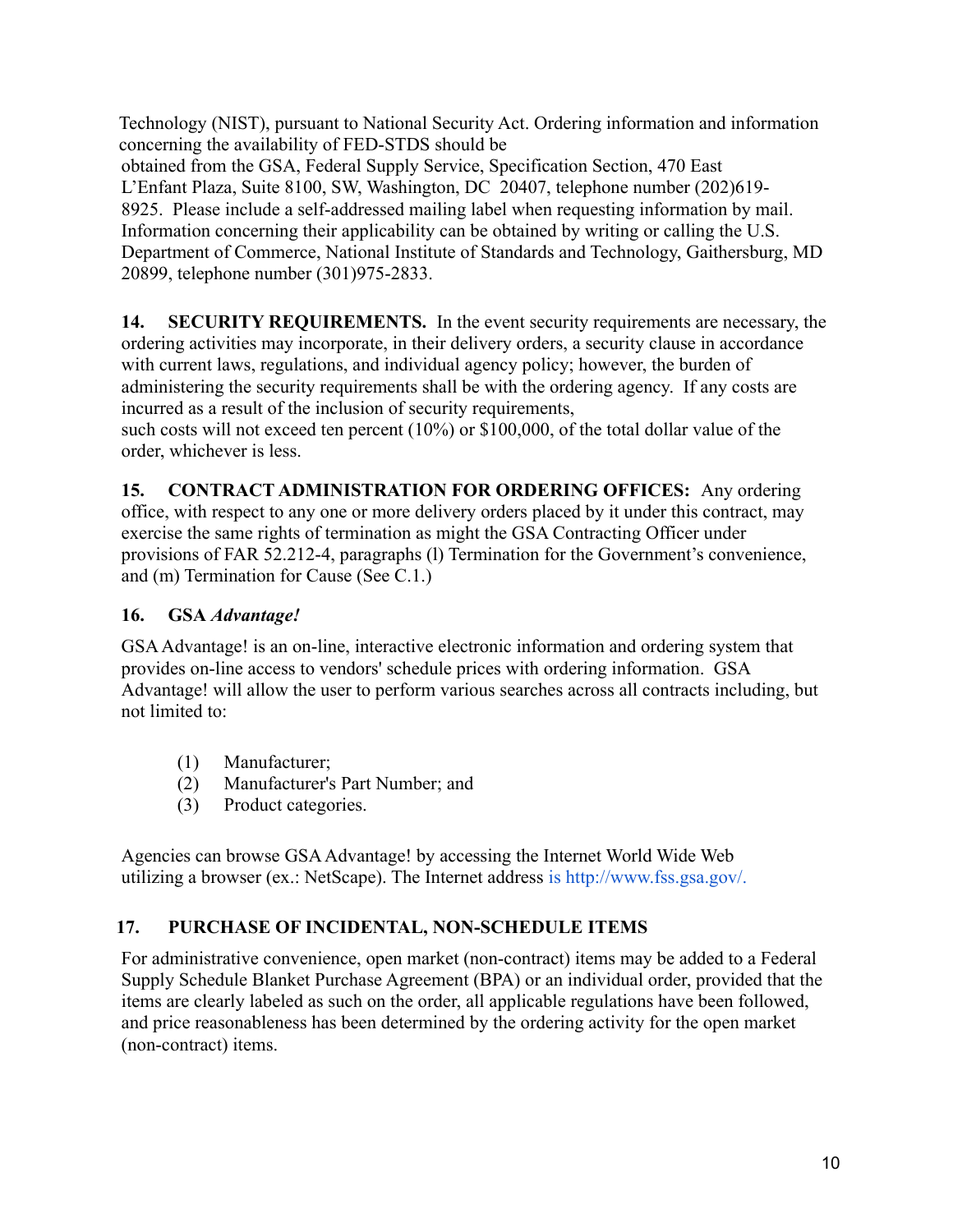Technology (NIST), pursuant to National Security Act. Ordering information and information concerning the availability of FED-STDS should be obtained from the GSA, Federal Supply Service, Specification Section, 470 East L'Enfant Plaza, Suite 8100, SW, Washington, DC 20407, telephone number (202)619-8925. Please include a self-addressed mailing label when requesting information by mail. Information concerning their applicability can be obtained by writing or calling the U.S. Department of Commerce, National Institute of Standards and Technology, Gaithersburg, MD 20899, telephone number (301)975-2833.

**14. SECURITY REQUIREMENTS.** In the event security requirements are necessary, the ordering activities may incorporate, in their delivery orders, a security clause in accordance with current laws, regulations, and individual agency policy; however, the burden of administering the security requirements shall be with the ordering agency. If any costs are incurred as a result of the inclusion of security requirements, such costs will not exceed ten percent (10%) or $100,000, of the total dollar value of the order, whichever is less.

**15. CONTRACT ADMINISTRATION FOR ORDERING OFFICES:** Any ordering office, with respect to any one or more delivery orders placed by it under this contract, may exercise the same rights of termination as might the GSA Contracting Officer under provisions of FAR 52.212-4, paragraphs (l) Termination for the Government's convenience, and (m) Termination for Cause (See C.1.)

## 16. GSA *Advantage!*

GSA Advantage! is an on-line, interactive electronic information and ordering system that provides on-line access to vendors' schedule prices with ordering information. GSA Advantage! will allow the user to perform various searches across all contracts including, but not limited to:

(1) Manufacturer;
(2) Manufacturer's Part Number; and
(3) Product categories.

Agencies can browse GSA Advantage! by accessing the Internet World Wide Web utilizing a browser (ex.: NetScape). The Internet address is http://www.fss.gsa.gov/.

## 17. PURCHASE OF INCIDENTAL, NON-SCHEDULE ITEMS

For administrative convenience, open market (non-contract) items may be added to a Federal Supply Schedule Blanket Purchase Agreement (BPA) or an individual order, provided that the items are clearly labeled as such on the order, all applicable regulations have been followed, and price reasonableness has been determined by the ordering activity for the open market (non-contract) items.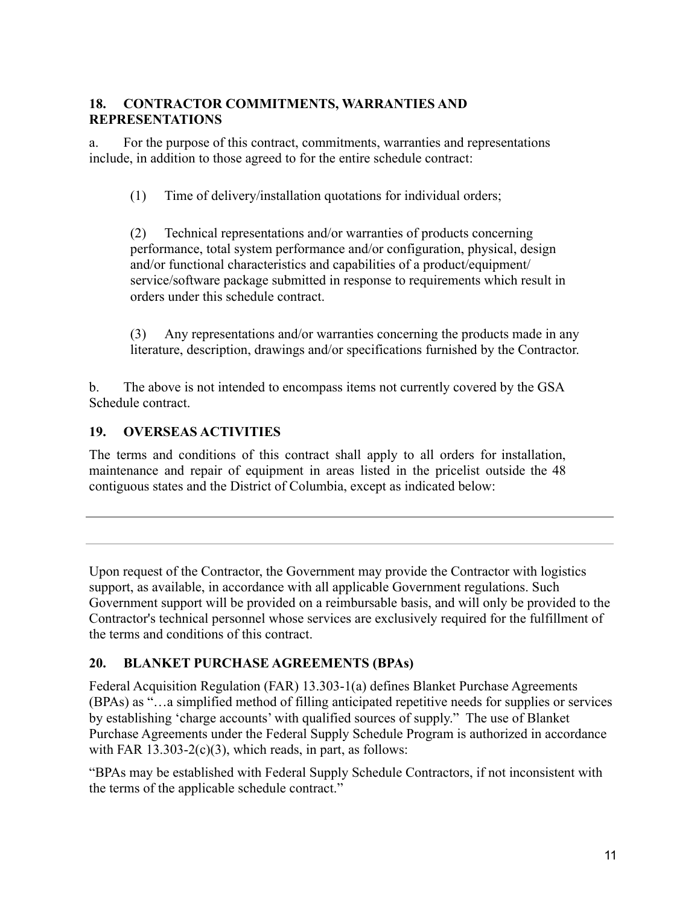### 18. CONTRACTOR COMMITMENTS, WARRANTIES AND REPRESENTATIONS

a. For the purpose of this contract, commitments, warranties and representations include, in addition to those agreed to for the entire schedule contract:

(1) Time of delivery/installation quotations for individual orders;

(2) Technical representations and/or warranties of products concerning performance, total system performance and/or configuration, physical, design and/or functional characteristics and capabilities of a product/equipment/ service/software package submitted in response to requirements which result in orders under this schedule contract.

(3) Any representations and/or warranties concerning the products made in any literature, description, drawings and/or specifications furnished by the Contractor.

b. The above is not intended to encompass items not currently covered by the GSA Schedule contract.

### 19. OVERSEAS ACTIVITIES

The terms and conditions of this contract shall apply to all orders for installation, maintenance and repair of equipment in areas listed in the pricelist outside the 48 contiguous states and the District of Columbia, except as indicated below:

---

---

Upon request of the Contractor, the Government may provide the Contractor with logistics support, as available, in accordance with all applicable Government regulations. Such Government support will be provided on a reimbursable basis, and will only be provided to the Contractor's technical personnel whose services are exclusively required for the fulfillment of the terms and conditions of this contract.

### 20. BLANKET PURCHASE AGREEMENTS (BPAs)

Federal Acquisition Regulation (FAR) 13.303-1(a) defines Blanket Purchase Agreements (BPAs) as "…a simplified method of filling anticipated repetitive needs for supplies or services by establishing 'charge accounts' with qualified sources of supply." The use of Blanket Purchase Agreements under the Federal Supply Schedule Program is authorized in accordance with FAR 13.303-2(c)(3), which reads, in part, as follows:

"BPAs may be established with Federal Supply Schedule Contractors, if not inconsistent with the terms of the applicable schedule contract."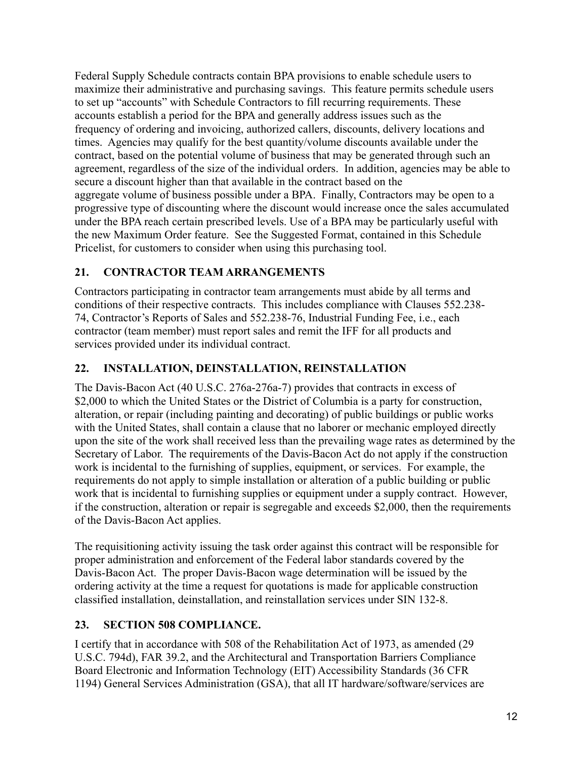Federal Supply Schedule contracts contain BPA provisions to enable schedule users to maximize their administrative and purchasing savings. This feature permits schedule users to set up "accounts" with Schedule Contractors to fill recurring requirements. These accounts establish a period for the BPA and generally address issues such as the frequency of ordering and invoicing, authorized callers, discounts, delivery locations and times. Agencies may qualify for the best quantity/volume discounts available under the contract, based on the potential volume of business that may be generated through such an agreement, regardless of the size of the individual orders. In addition, agencies may be able to secure a discount higher than that available in the contract based on the aggregate volume of business possible under a BPA. Finally, Contractors may be open to a progressive type of discounting where the discount would increase once the sales accumulated under the BPA reach certain prescribed levels. Use of a BPA may be particularly useful with the new Maximum Order feature. See the Suggested Format, contained in this Schedule Pricelist, for customers to consider when using this purchasing tool.

## 21. CONTRACTOR TEAM ARRANGEMENTS

Contractors participating in contractor team arrangements must abide by all terms and conditions of their respective contracts. This includes compliance with Clauses 552.238-74, Contractor's Reports of Sales and 552.238-76, Industrial Funding Fee, i.e., each contractor (team member) must report sales and remit the IFF for all products and services provided under its individual contract.

## 22. INSTALLATION, DEINSTALLATION, REINSTALLATION

The Davis-Bacon Act (40 U.S.C. 276a-276a-7) provides that contracts in excess of $2,000 to which the United States or the District of Columbia is a party for construction, alteration, or repair (including painting and decorating) of public buildings or public works with the United States, shall contain a clause that no laborer or mechanic employed directly upon the site of the work shall received less than the prevailing wage rates as determined by the Secretary of Labor. The requirements of the Davis-Bacon Act do not apply if the construction work is incidental to the furnishing of supplies, equipment, or services. For example, the requirements do not apply to simple installation or alteration of a public building or public work that is incidental to furnishing supplies or equipment under a supply contract. However, if the construction, alteration or repair is segregable and exceeds $2,000, then the requirements of the Davis-Bacon Act applies.

The requisitioning activity issuing the task order against this contract will be responsible for proper administration and enforcement of the Federal labor standards covered by the Davis-Bacon Act. The proper Davis-Bacon wage determination will be issued by the ordering activity at the time a request for quotations is made for applicable construction classified installation, deinstallation, and reinstallation services under SIN 132-8.

## 23. SECTION 508 COMPLIANCE.

I certify that in accordance with 508 of the Rehabilitation Act of 1973, as amended (29 U.S.C. 794d), FAR 39.2, and the Architectural and Transportation Barriers Compliance Board Electronic and Information Technology (EIT) Accessibility Standards (36 CFR 1194) General Services Administration (GSA), that all IT hardware/software/services are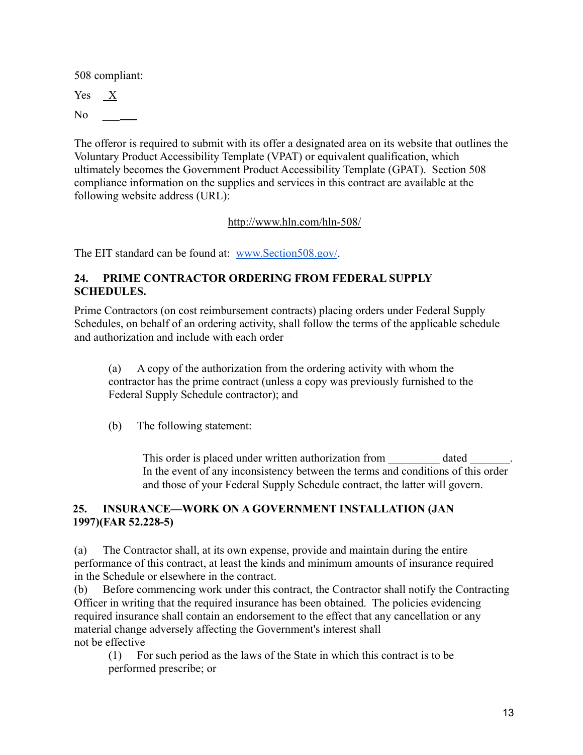508 compliant:

Yes _X_

No ______

The offeror is required to submit with its offer a designated area on its website that outlines the Voluntary Product Accessibility Template (VPAT) or equivalent qualification, which ultimately becomes the Government Product Accessibility Template (GPAT). Section 508 compliance information on the supplies and services in this contract are available at the following website address (URL):

http://www.hln.com/hln-508/

The EIT standard can be found at: www.Section508.gov/.

**24. PRIME CONTRACTOR ORDERING FROM FEDERAL SUPPLY SCHEDULES.**

Prime Contractors (on cost reimbursement contracts) placing orders under Federal Supply Schedules, on behalf of an ordering activity, shall follow the terms of the applicable schedule and authorization and include with each order –

(a) A copy of the authorization from the ordering activity with whom the contractor has the prime contract (unless a copy was previously furnished to the Federal Supply Schedule contractor); and

(b) The following statement:

> This order is placed under written authorization from _________ dated _______. In the event of any inconsistency between the terms and conditions of this order and those of your Federal Supply Schedule contract, the latter will govern.

**25. INSURANCE—WORK ON A GOVERNMENT INSTALLATION (JAN 1997)(FAR 52.228-5)**

(a) The Contractor shall, at its own expense, provide and maintain during the entire performance of this contract, at least the kinds and minimum amounts of insurance required in the Schedule or elsewhere in the contract.

(b) Before commencing work under this contract, the Contractor shall notify the Contracting Officer in writing that the required insurance has been obtained. The policies evidencing required insurance shall contain an endorsement to the effect that any cancellation or any material change adversely affecting the Government's interest shall not be effective—

(1) For such period as the laws of the State in which this contract is to be performed prescribe; or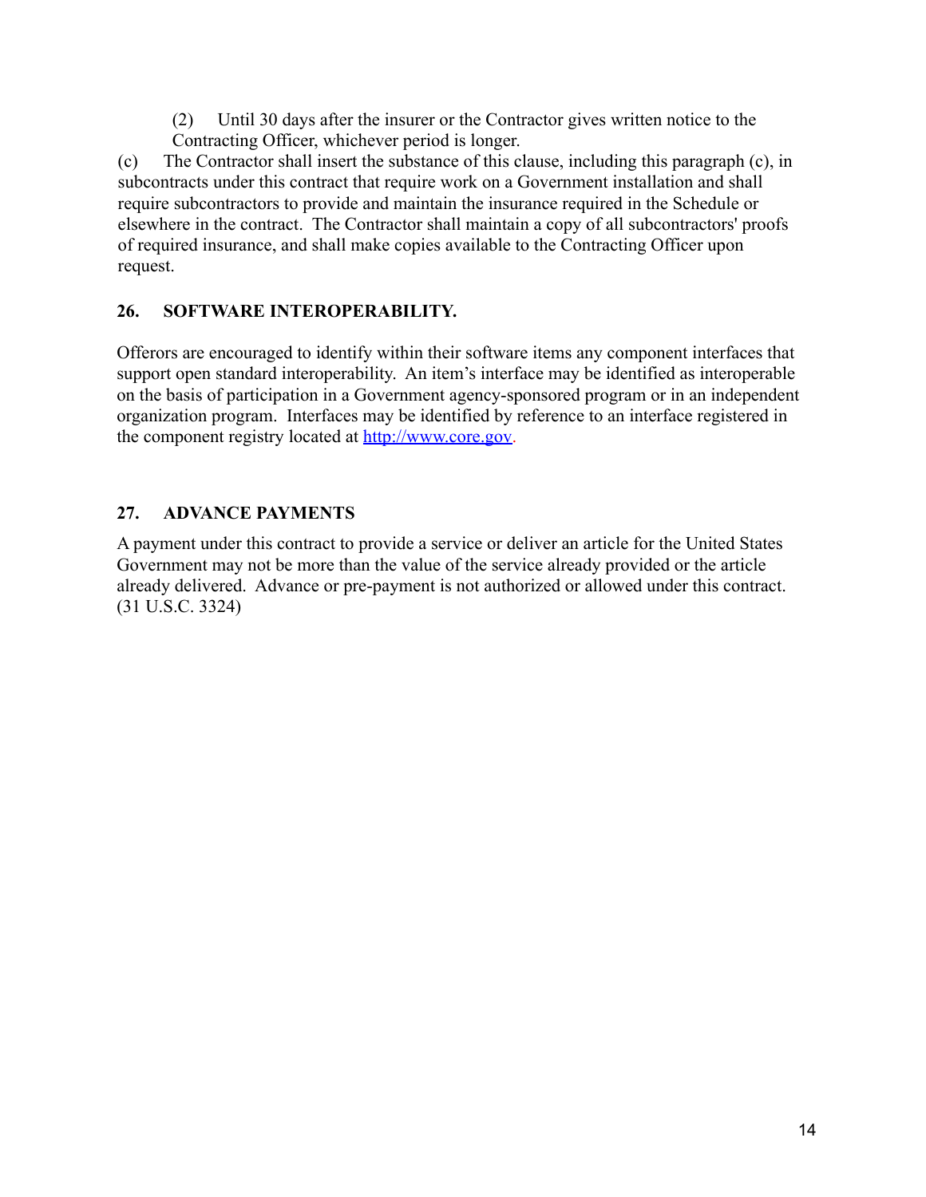(2) Until 30 days after the insurer or the Contractor gives written notice to the Contracting Officer, whichever period is longer.

(c) The Contractor shall insert the substance of this clause, including this paragraph (c), in subcontracts under this contract that require work on a Government installation and shall require subcontractors to provide and maintain the insurance required in the Schedule or elsewhere in the contract. The Contractor shall maintain a copy of all subcontractors' proofs of required insurance, and shall make copies available to the Contracting Officer upon request.

## 26. SOFTWARE INTEROPERABILITY.

Offerors are encouraged to identify within their software items any component interfaces that support open standard interoperability. An item's interface may be identified as interoperable on the basis of participation in a Government agency-sponsored program or in an independent organization program. Interfaces may be identified by reference to an interface registered in the component registry located at http://www.core.gov.

## 27. ADVANCE PAYMENTS

A payment under this contract to provide a service or deliver an article for the United States Government may not be more than the value of the service already provided or the article already delivered. Advance or pre-payment is not authorized or allowed under this contract. (31 U.S.C. 3324)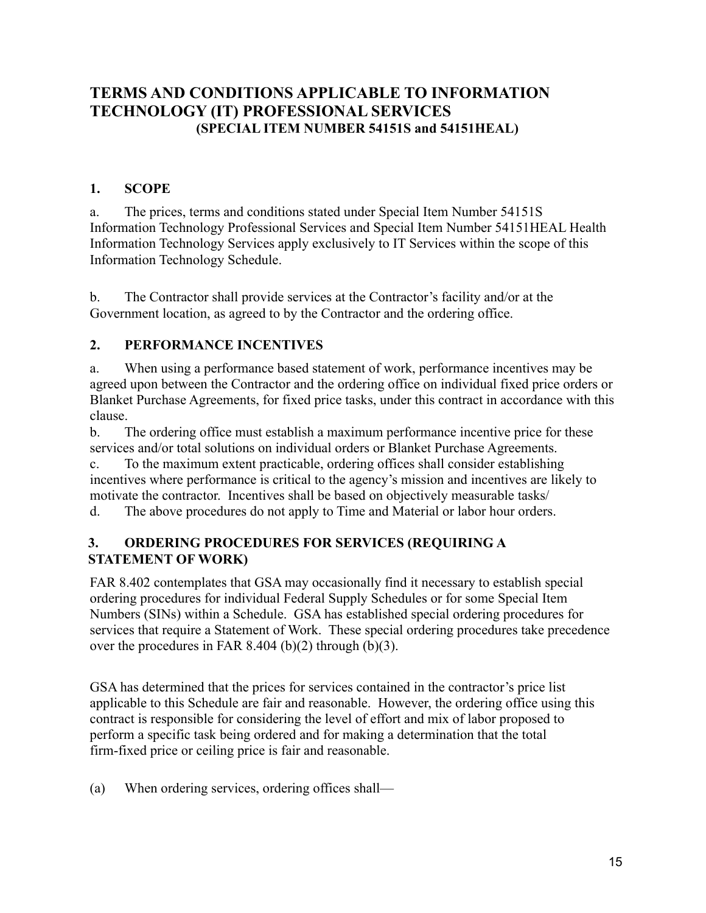# TERMS AND CONDITIONS APPLICABLE TO INFORMATION TECHNOLOGY (IT) PROFESSIONAL SERVICES
### (SPECIAL ITEM NUMBER 54151S and 54151HEAL)

## 1. SCOPE

a. The prices, terms and conditions stated under Special Item Number 54151S Information Technology Professional Services and Special Item Number 54151HEAL Health Information Technology Services apply exclusively to IT Services within the scope of this Information Technology Schedule.

b. The Contractor shall provide services at the Contractor's facility and/or at the Government location, as agreed to by the Contractor and the ordering office.

## 2. PERFORMANCE INCENTIVES

a. When using a performance based statement of work, performance incentives may be agreed upon between the Contractor and the ordering office on individual fixed price orders or Blanket Purchase Agreements, for fixed price tasks, under this contract in accordance with this clause.

b. The ordering office must establish a maximum performance incentive price for these services and/or total solutions on individual orders or Blanket Purchase Agreements.

c. To the maximum extent practicable, ordering offices shall consider establishing incentives where performance is critical to the agency's mission and incentives are likely to motivate the contractor. Incentives shall be based on objectively measurable tasks/

d. The above procedures do not apply to Time and Material or labor hour orders.

## 3. ORDERING PROCEDURES FOR SERVICES (REQUIRING A STATEMENT OF WORK)

FAR 8.402 contemplates that GSA may occasionally find it necessary to establish special ordering procedures for individual Federal Supply Schedules or for some Special Item Numbers (SINs) within a Schedule. GSA has established special ordering procedures for services that require a Statement of Work. These special ordering procedures take precedence over the procedures in FAR 8.404 (b)(2) through (b)(3).

GSA has determined that the prices for services contained in the contractor's price list applicable to this Schedule are fair and reasonable. However, the ordering office using this contract is responsible for considering the level of effort and mix of labor proposed to perform a specific task being ordered and for making a determination that the total firm-fixed price or ceiling price is fair and reasonable.

(a) When ordering services, ordering offices shall—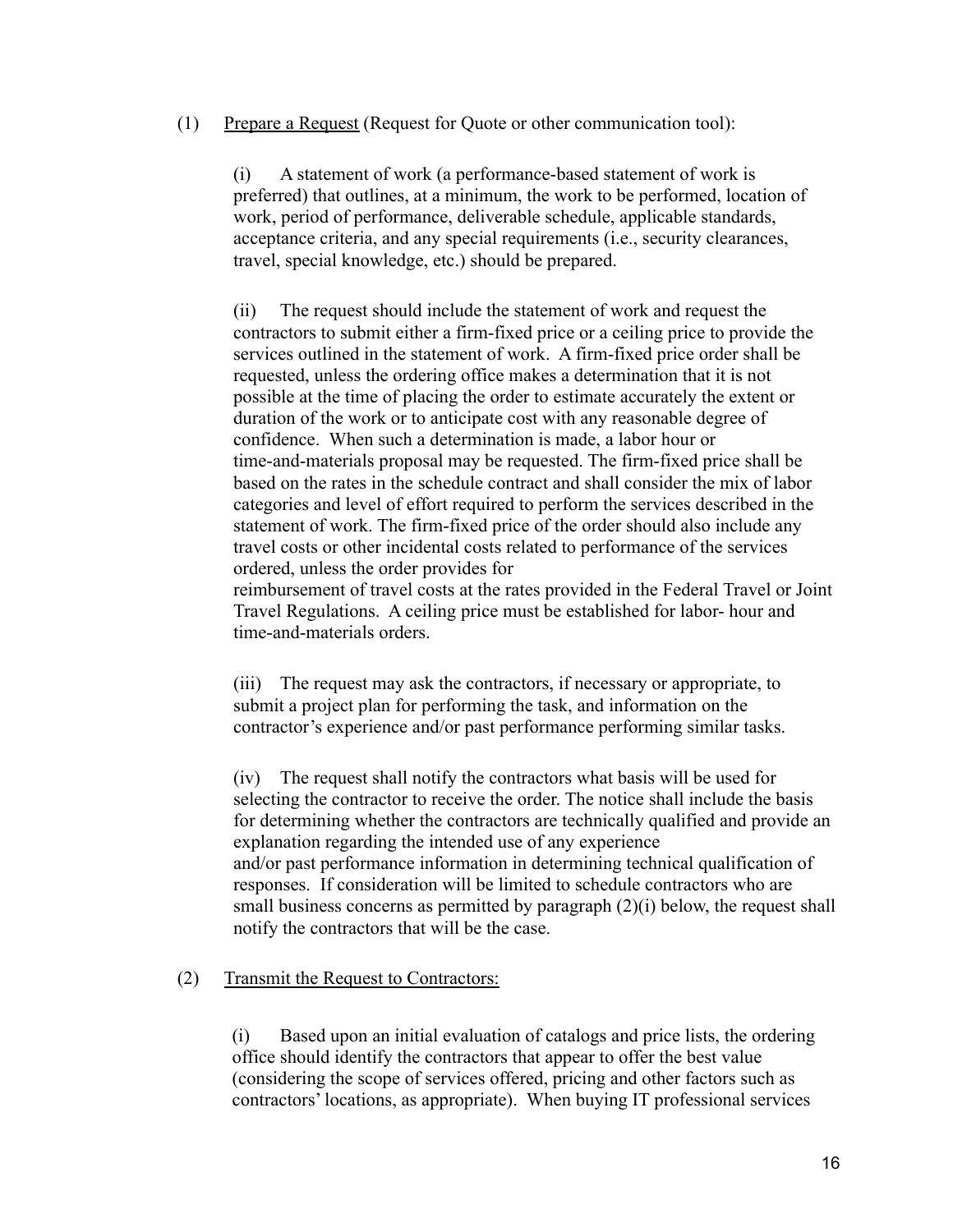(1) Prepare a Request (Request for Quote or other communication tool):

(i) A statement of work (a performance-based statement of work is preferred) that outlines, at a minimum, the work to be performed, location of work, period of performance, deliverable schedule, applicable standards, acceptance criteria, and any special requirements (i.e., security clearances, travel, special knowledge, etc.) should be prepared.

(ii) The request should include the statement of work and request the contractors to submit either a firm-fixed price or a ceiling price to provide the services outlined in the statement of work. A firm-fixed price order shall be requested, unless the ordering office makes a determination that it is not possible at the time of placing the order to estimate accurately the extent or duration of the work or to anticipate cost with any reasonable degree of confidence. When such a determination is made, a labor hour or time-and-materials proposal may be requested. The firm-fixed price shall be based on the rates in the schedule contract and shall consider the mix of labor categories and level of effort required to perform the services described in the statement of work. The firm-fixed price of the order should also include any travel costs or other incidental costs related to performance of the services ordered, unless the order provides for reimbursement of travel costs at the rates provided in the Federal Travel or Joint Travel Regulations. A ceiling price must be established for labor- hour and time-and-materials orders.

(iii) The request may ask the contractors, if necessary or appropriate, to submit a project plan for performing the task, and information on the contractor's experience and/or past performance performing similar tasks.

(iv) The request shall notify the contractors what basis will be used for selecting the contractor to receive the order. The notice shall include the basis for determining whether the contractors are technically qualified and provide an explanation regarding the intended use of any experience and/or past performance information in determining technical qualification of responses. If consideration will be limited to schedule contractors who are small business concerns as permitted by paragraph (2)(i) below, the request shall notify the contractors that will be the case.

(2) Transmit the Request to Contractors:

(i) Based upon an initial evaluation of catalogs and price lists, the ordering office should identify the contractors that appear to offer the best value (considering the scope of services offered, pricing and other factors such as contractors' locations, as appropriate). When buying IT professional services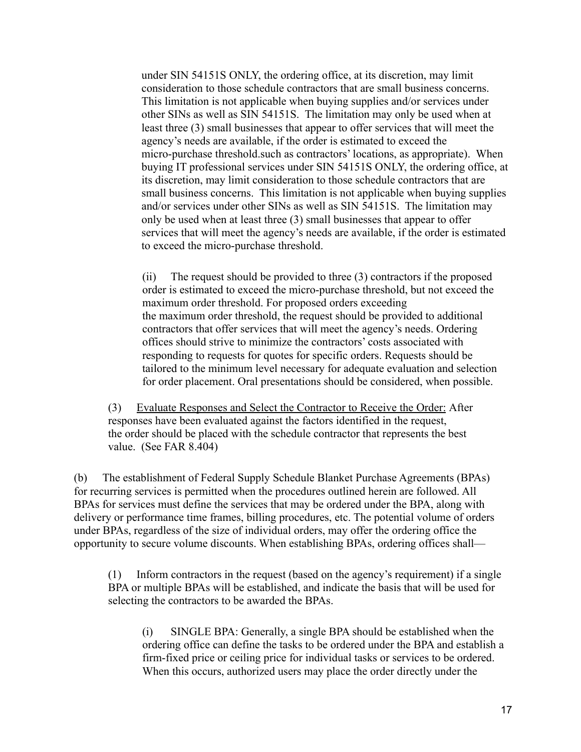under SIN 54151S ONLY, the ordering office, at its discretion, may limit consideration to those schedule contractors that are small business concerns. This limitation is not applicable when buying supplies and/or services under other SINs as well as SIN 54151S. The limitation may only be used when at least three (3) small businesses that appear to offer services that will meet the agency's needs are available, if the order is estimated to exceed the micro-purchase threshold.such as contractors' locations, as appropriate). When buying IT professional services under SIN 54151S ONLY, the ordering office, at its discretion, may limit consideration to those schedule contractors that are small business concerns. This limitation is not applicable when buying supplies and/or services under other SINs as well as SIN 54151S. The limitation may only be used when at least three (3) small businesses that appear to offer services that will meet the agency's needs are available, if the order is estimated to exceed the micro-purchase threshold.

(ii) The request should be provided to three (3) contractors if the proposed order is estimated to exceed the micro-purchase threshold, but not exceed the maximum order threshold. For proposed orders exceeding the maximum order threshold, the request should be provided to additional contractors that offer services that will meet the agency's needs. Ordering offices should strive to minimize the contractors' costs associated with responding to requests for quotes for specific orders. Requests should be tailored to the minimum level necessary for adequate evaluation and selection for order placement. Oral presentations should be considered, when possible.

(3) Evaluate Responses and Select the Contractor to Receive the Order: After responses have been evaluated against the factors identified in the request, the order should be placed with the schedule contractor that represents the best value. (See FAR 8.404)

(b) The establishment of Federal Supply Schedule Blanket Purchase Agreements (BPAs) for recurring services is permitted when the procedures outlined herein are followed. All BPAs for services must define the services that may be ordered under the BPA, along with delivery or performance time frames, billing procedures, etc. The potential volume of orders under BPAs, regardless of the size of individual orders, may offer the ordering office the opportunity to secure volume discounts. When establishing BPAs, ordering offices shall—

(1) Inform contractors in the request (based on the agency's requirement) if a single BPA or multiple BPAs will be established, and indicate the basis that will be used for selecting the contractors to be awarded the BPAs.

(i) SINGLE BPA: Generally, a single BPA should be established when the ordering office can define the tasks to be ordered under the BPA and establish a firm-fixed price or ceiling price for individual tasks or services to be ordered. When this occurs, authorized users may place the order directly under the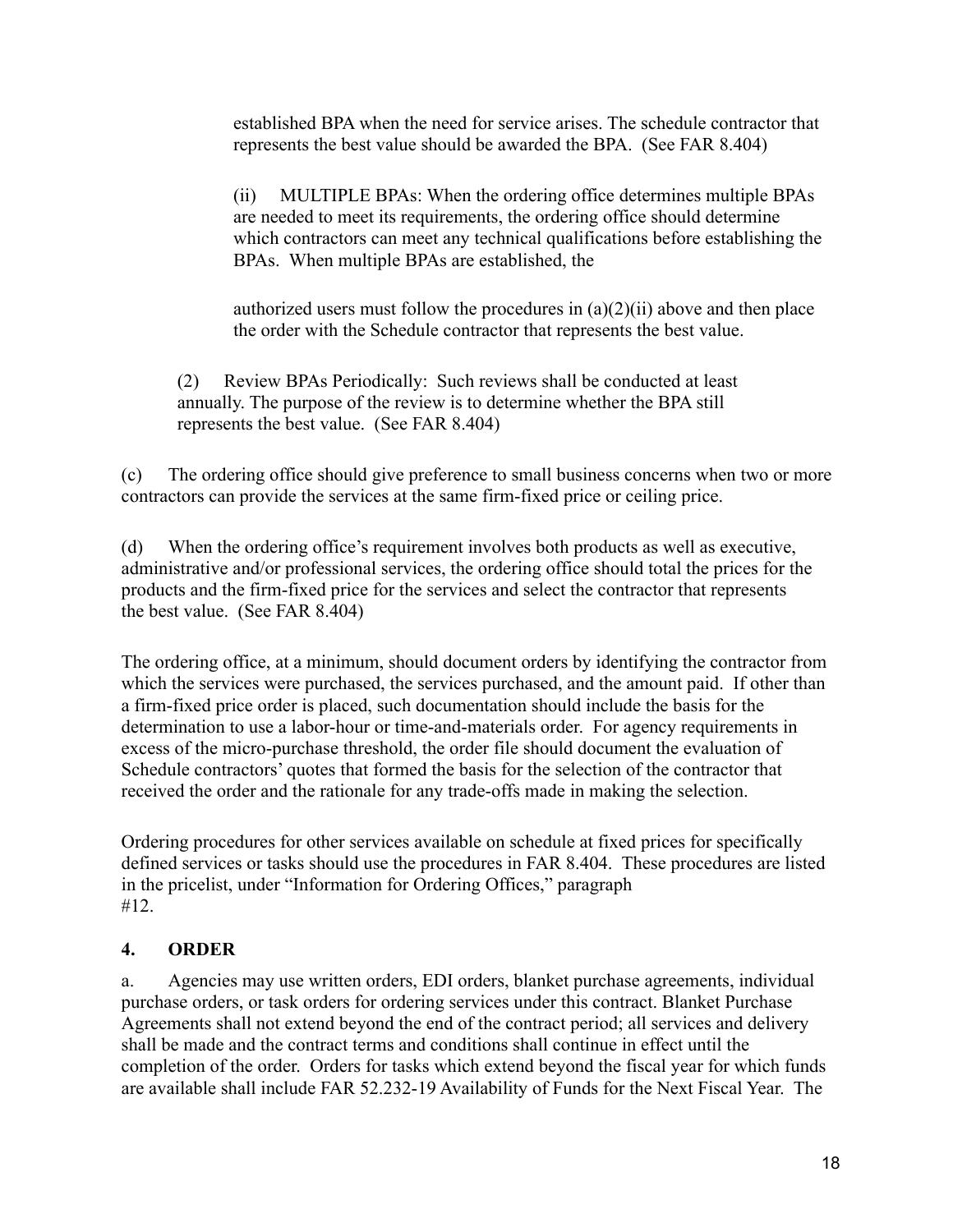established BPA when the need for service arises. The schedule contractor that represents the best value should be awarded the BPA. (See FAR 8.404)

(ii) MULTIPLE BPAs: When the ordering office determines multiple BPAs are needed to meet its requirements, the ordering office should determine which contractors can meet any technical qualifications before establishing the BPAs. When multiple BPAs are established, the

authorized users must follow the procedures in (a)(2)(ii) above and then place the order with the Schedule contractor that represents the best value.

(2) Review BPAs Periodically: Such reviews shall be conducted at least annually. The purpose of the review is to determine whether the BPA still represents the best value. (See FAR 8.404)

(c) The ordering office should give preference to small business concerns when two or more contractors can provide the services at the same firm-fixed price or ceiling price.

(d) When the ordering office's requirement involves both products as well as executive, administrative and/or professional services, the ordering office should total the prices for the products and the firm-fixed price for the services and select the contractor that represents the best value. (See FAR 8.404)

The ordering office, at a minimum, should document orders by identifying the contractor from which the services were purchased, the services purchased, and the amount paid. If other than a firm-fixed price order is placed, such documentation should include the basis for the determination to use a labor-hour or time-and-materials order. For agency requirements in excess of the micro-purchase threshold, the order file should document the evaluation of Schedule contractors' quotes that formed the basis for the selection of the contractor that received the order and the rationale for any trade-offs made in making the selection.

Ordering procedures for other services available on schedule at fixed prices for specifically defined services or tasks should use the procedures in FAR 8.404. These procedures are listed in the pricelist, under "Information for Ordering Offices," paragraph #12.

## 4. ORDER

a. Agencies may use written orders, EDI orders, blanket purchase agreements, individual purchase orders, or task orders for ordering services under this contract. Blanket Purchase Agreements shall not extend beyond the end of the contract period; all services and delivery shall be made and the contract terms and conditions shall continue in effect until the completion of the order. Orders for tasks which extend beyond the fiscal year for which funds are available shall include FAR 52.232-19 Availability of Funds for the Next Fiscal Year. The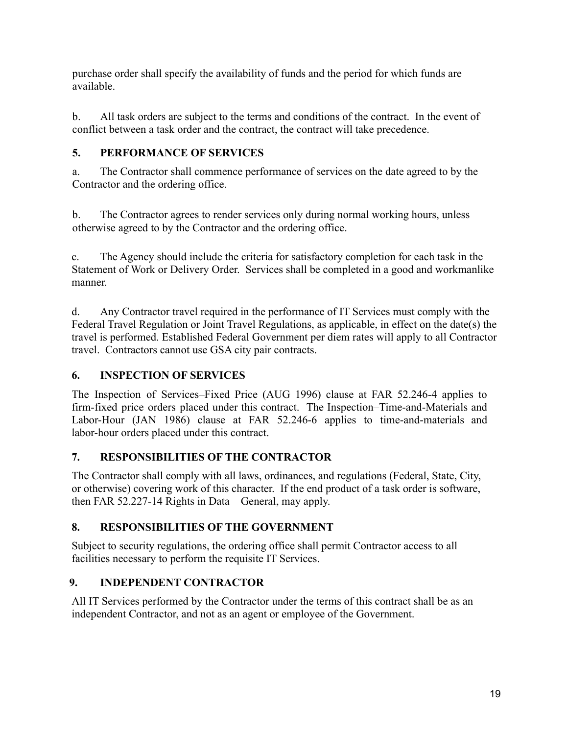purchase order shall specify the availability of funds and the period for which funds are available.

b. All task orders are subject to the terms and conditions of the contract. In the event of conflict between a task order and the contract, the contract will take precedence.

## 5. PERFORMANCE OF SERVICES

a. The Contractor shall commence performance of services on the date agreed to by the Contractor and the ordering office.

b. The Contractor agrees to render services only during normal working hours, unless otherwise agreed to by the Contractor and the ordering office.

c. The Agency should include the criteria for satisfactory completion for each task in the Statement of Work or Delivery Order. Services shall be completed in a good and workmanlike manner.

d. Any Contractor travel required in the performance of IT Services must comply with the Federal Travel Regulation or Joint Travel Regulations, as applicable, in effect on the date(s) the travel is performed. Established Federal Government per diem rates will apply to all Contractor travel. Contractors cannot use GSA city pair contracts.

## 6. INSPECTION OF SERVICES

The Inspection of Services–Fixed Price (AUG 1996) clause at FAR 52.246-4 applies to firm-fixed price orders placed under this contract. The Inspection–Time-and-Materials and Labor-Hour (JAN 1986) clause at FAR 52.246-6 applies to time-and-materials and labor-hour orders placed under this contract.

## 7. RESPONSIBILITIES OF THE CONTRACTOR

The Contractor shall comply with all laws, ordinances, and regulations (Federal, State, City, or otherwise) covering work of this character. If the end product of a task order is software, then FAR 52.227-14 Rights in Data – General, may apply.

## 8. RESPONSIBILITIES OF THE GOVERNMENT

Subject to security regulations, the ordering office shall permit Contractor access to all facilities necessary to perform the requisite IT Services.

## 9. INDEPENDENT CONTRACTOR

All IT Services performed by the Contractor under the terms of this contract shall be as an independent Contractor, and not as an agent or employee of the Government.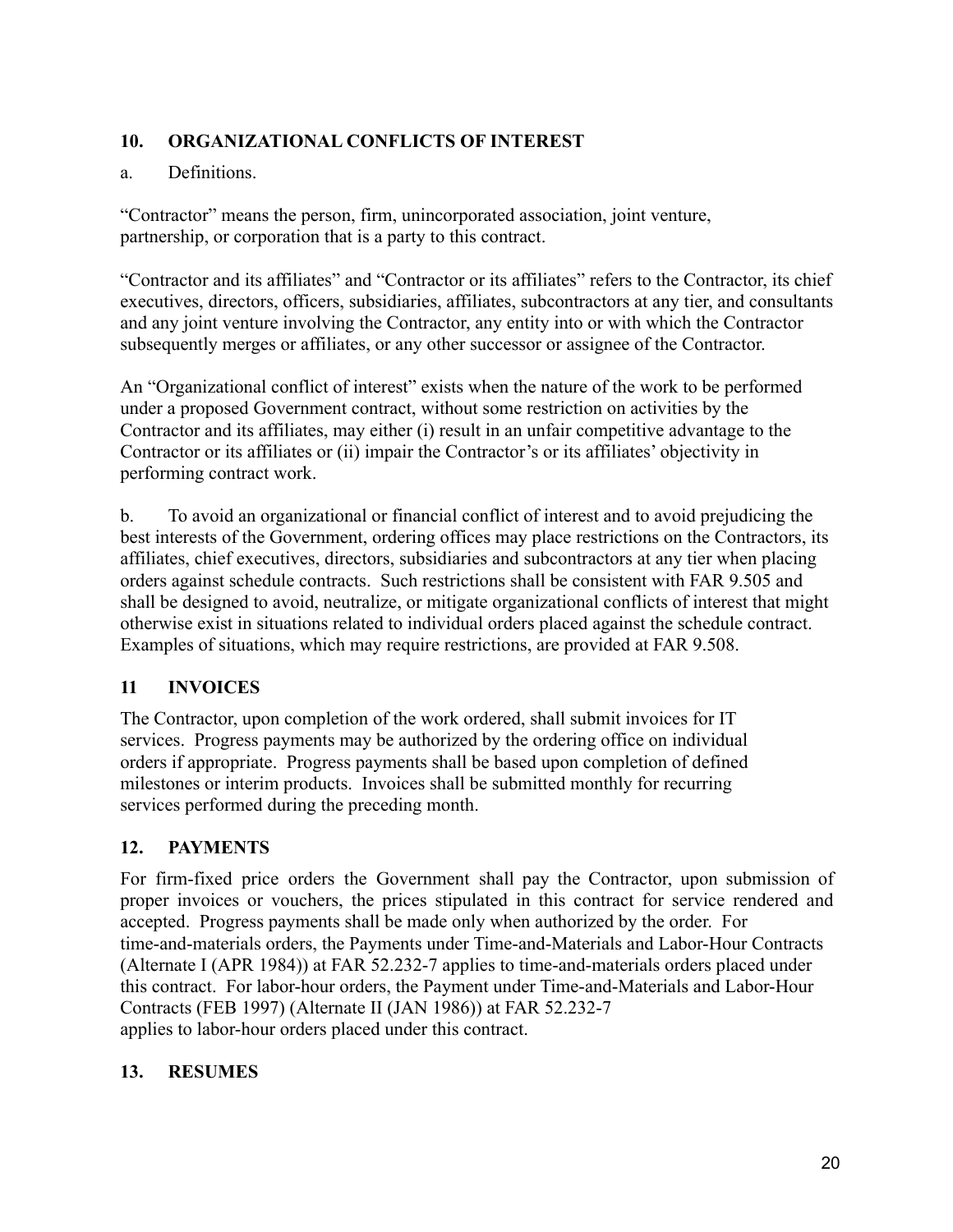## 10. ORGANIZATIONAL CONFLICTS OF INTEREST

a. Definitions.

"Contractor" means the person, firm, unincorporated association, joint venture, partnership, or corporation that is a party to this contract.

"Contractor and its affiliates" and "Contractor or its affiliates" refers to the Contractor, its chief executives, directors, officers, subsidiaries, affiliates, subcontractors at any tier, and consultants and any joint venture involving the Contractor, any entity into or with which the Contractor subsequently merges or affiliates, or any other successor or assignee of the Contractor.

An "Organizational conflict of interest" exists when the nature of the work to be performed under a proposed Government contract, without some restriction on activities by the Contractor and its affiliates, may either (i) result in an unfair competitive advantage to the Contractor or its affiliates or (ii) impair the Contractor's or its affiliates' objectivity in performing contract work.

b. To avoid an organizational or financial conflict of interest and to avoid prejudicing the best interests of the Government, ordering offices may place restrictions on the Contractors, its affiliates, chief executives, directors, subsidiaries and subcontractors at any tier when placing orders against schedule contracts. Such restrictions shall be consistent with FAR 9.505 and shall be designed to avoid, neutralize, or mitigate organizational conflicts of interest that might otherwise exist in situations related to individual orders placed against the schedule contract. Examples of situations, which may require restrictions, are provided at FAR 9.508.

## 11 INVOICES

The Contractor, upon completion of the work ordered, shall submit invoices for IT services. Progress payments may be authorized by the ordering office on individual orders if appropriate. Progress payments shall be based upon completion of defined milestones or interim products. Invoices shall be submitted monthly for recurring services performed during the preceding month.

## 12. PAYMENTS

For firm-fixed price orders the Government shall pay the Contractor, upon submission of proper invoices or vouchers, the prices stipulated in this contract for service rendered and accepted. Progress payments shall be made only when authorized by the order. For time-and-materials orders, the Payments under Time-and-Materials and Labor-Hour Contracts (Alternate I (APR 1984)) at FAR 52.232-7 applies to time-and-materials orders placed under this contract. For labor-hour orders, the Payment under Time-and-Materials and Labor-Hour Contracts (FEB 1997) (Alternate II (JAN 1986)) at FAR 52.232-7 applies to labor-hour orders placed under this contract.

## 13. RESUMES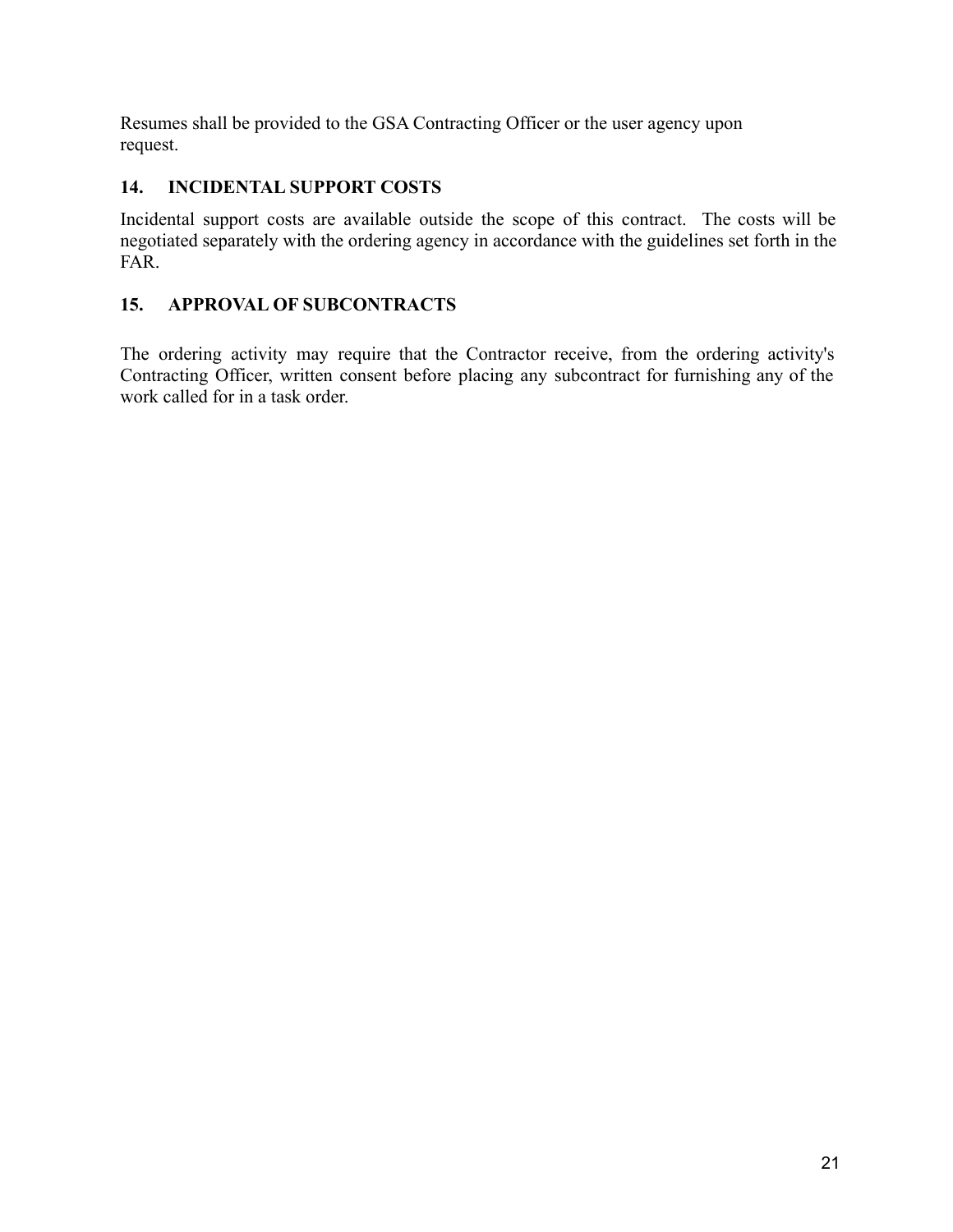Resumes shall be provided to the GSA Contracting Officer or the user agency upon request.

## 14. INCIDENTAL SUPPORT COSTS

Incidental support costs are available outside the scope of this contract. The costs will be negotiated separately with the ordering agency in accordance with the guidelines set forth in the FAR.

## 15. APPROVAL OF SUBCONTRACTS

The ordering activity may require that the Contractor receive, from the ordering activity's Contracting Officer, written consent before placing any subcontract for furnishing any of the work called for in a task order.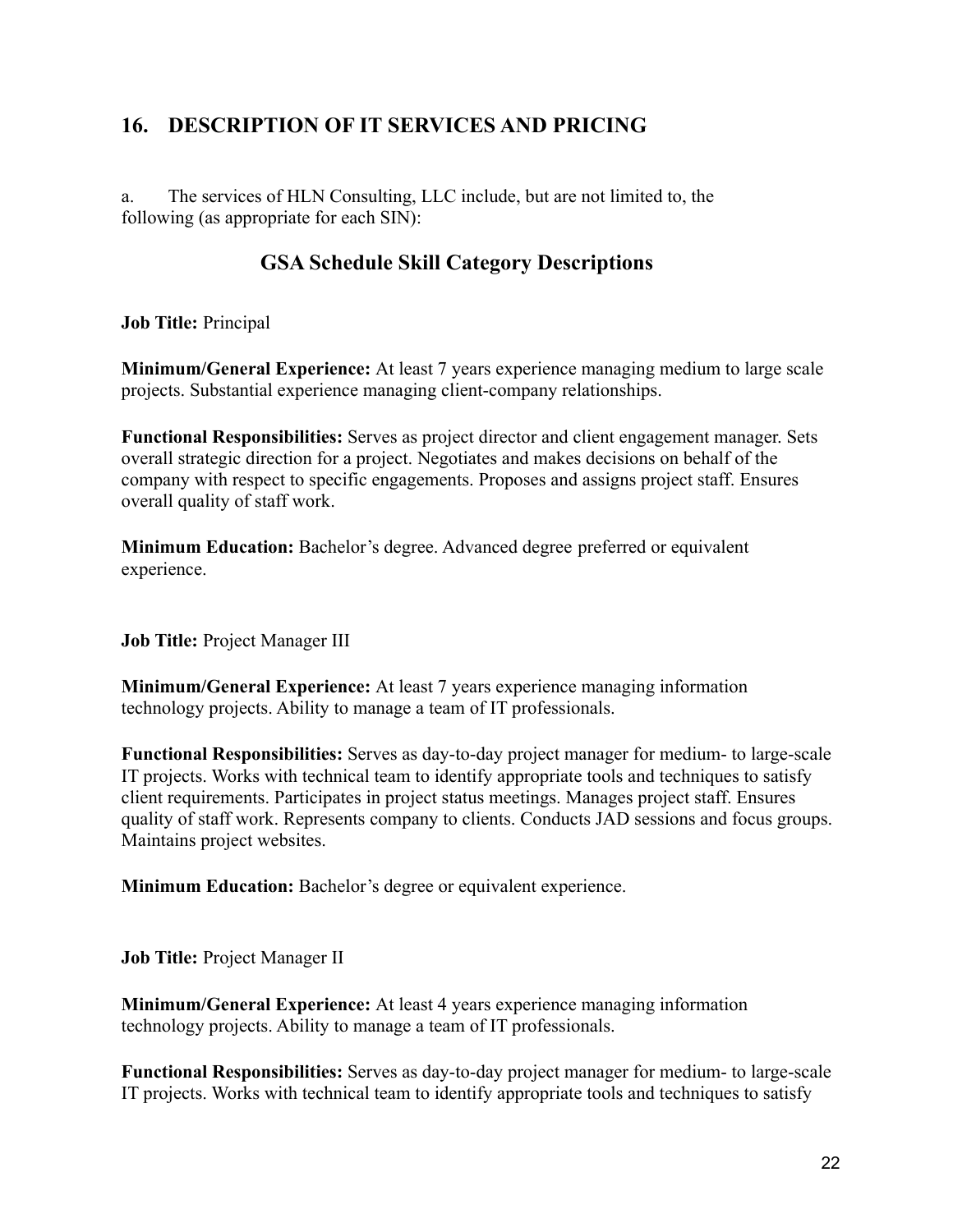## 16. DESCRIPTION OF IT SERVICES AND PRICING

a. The services of HLN Consulting, LLC include, but are not limited to, the following (as appropriate for each SIN):

### GSA Schedule Skill Category Descriptions

**Job Title:** Principal

**Minimum/General Experience:** At least 7 years experience managing medium to large scale projects. Substantial experience managing client-company relationships.

**Functional Responsibilities:** Serves as project director and client engagement manager. Sets overall strategic direction for a project. Negotiates and makes decisions on behalf of the company with respect to specific engagements. Proposes and assigns project staff. Ensures overall quality of staff work.

**Minimum Education:** Bachelor's degree. Advanced degree preferred or equivalent experience.

**Job Title:** Project Manager III

**Minimum/General Experience:** At least 7 years experience managing information technology projects. Ability to manage a team of IT professionals.

**Functional Responsibilities:** Serves as day-to-day project manager for medium- to large-scale IT projects. Works with technical team to identify appropriate tools and techniques to satisfy client requirements. Participates in project status meetings. Manages project staff. Ensures quality of staff work. Represents company to clients. Conducts JAD sessions and focus groups. Maintains project websites.

**Minimum Education:** Bachelor's degree or equivalent experience.

**Job Title:** Project Manager II

**Minimum/General Experience:** At least 4 years experience managing information technology projects. Ability to manage a team of IT professionals.

**Functional Responsibilities:** Serves as day-to-day project manager for medium- to large-scale IT projects. Works with technical team to identify appropriate tools and techniques to satisfy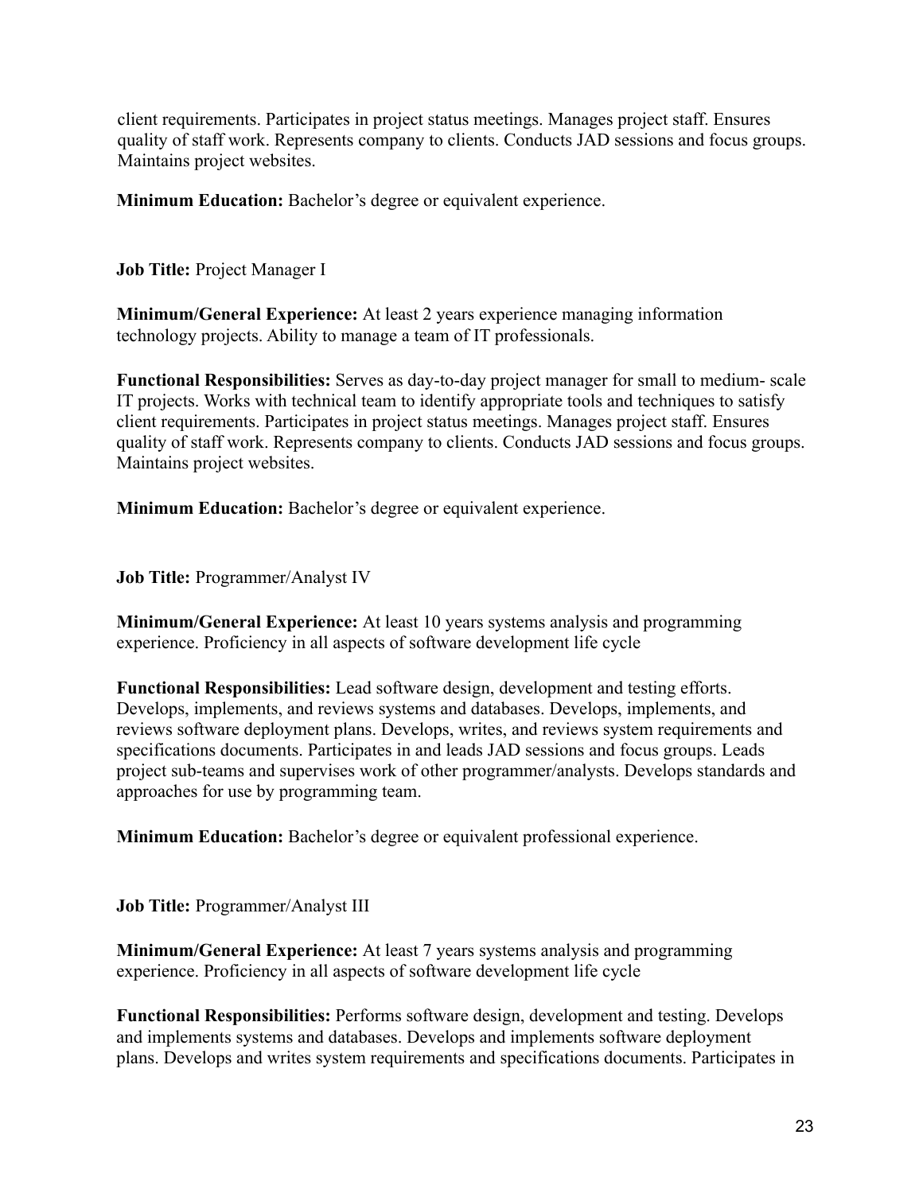client requirements. Participates in project status meetings. Manages project staff. Ensures quality of staff work. Represents company to clients. Conducts JAD sessions and focus groups. Maintains project websites.

**Minimum Education:** Bachelor's degree or equivalent experience.

**Job Title:** Project Manager I

**Minimum/General Experience:** At least 2 years experience managing information technology projects. Ability to manage a team of IT professionals.

**Functional Responsibilities:** Serves as day-to-day project manager for small to medium- scale IT projects. Works with technical team to identify appropriate tools and techniques to satisfy client requirements. Participates in project status meetings. Manages project staff. Ensures quality of staff work. Represents company to clients. Conducts JAD sessions and focus groups. Maintains project websites.

**Minimum Education:** Bachelor's degree or equivalent experience.

**Job Title:** Programmer/Analyst IV

**Minimum/General Experience:** At least 10 years systems analysis and programming experience. Proficiency in all aspects of software development life cycle

**Functional Responsibilities:** Lead software design, development and testing efforts. Develops, implements, and reviews systems and databases. Develops, implements, and reviews software deployment plans. Develops, writes, and reviews system requirements and specifications documents. Participates in and leads JAD sessions and focus groups. Leads project sub-teams and supervises work of other programmer/analysts. Develops standards and approaches for use by programming team.

**Minimum Education:** Bachelor's degree or equivalent professional experience.

**Job Title:** Programmer/Analyst III

**Minimum/General Experience:** At least 7 years systems analysis and programming experience. Proficiency in all aspects of software development life cycle

**Functional Responsibilities:** Performs software design, development and testing. Develops and implements systems and databases. Develops and implements software deployment plans. Develops and writes system requirements and specifications documents. Participates in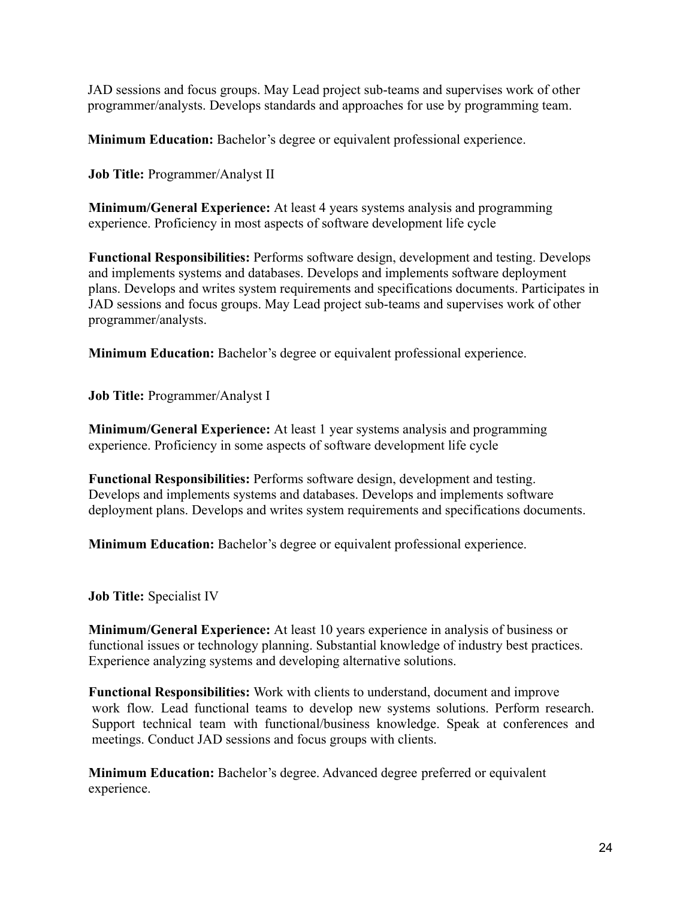JAD sessions and focus groups. May Lead project sub-teams and supervises work of other programmer/analysts. Develops standards and approaches for use by programming team.

**Minimum Education:** Bachelor's degree or equivalent professional experience.

**Job Title:** Programmer/Analyst II

**Minimum/General Experience:** At least 4 years systems analysis and programming experience. Proficiency in most aspects of software development life cycle

**Functional Responsibilities:** Performs software design, development and testing. Develops and implements systems and databases. Develops and implements software deployment plans. Develops and writes system requirements and specifications documents. Participates in JAD sessions and focus groups. May Lead project sub-teams and supervises work of other programmer/analysts.

**Minimum Education:** Bachelor's degree or equivalent professional experience.

**Job Title:** Programmer/Analyst I

**Minimum/General Experience:** At least 1 year systems analysis and programming experience. Proficiency in some aspects of software development life cycle

**Functional Responsibilities:** Performs software design, development and testing. Develops and implements systems and databases. Develops and implements software deployment plans. Develops and writes system requirements and specifications documents.

**Minimum Education:** Bachelor's degree or equivalent professional experience.

**Job Title:** Specialist IV

**Minimum/General Experience:** At least 10 years experience in analysis of business or functional issues or technology planning. Substantial knowledge of industry best practices. Experience analyzing systems and developing alternative solutions.

**Functional Responsibilities:** Work with clients to understand, document and improve work flow. Lead functional teams to develop new systems solutions. Perform research. Support technical team with functional/business knowledge. Speak at conferences and meetings. Conduct JAD sessions and focus groups with clients.

**Minimum Education:** Bachelor's degree. Advanced degree preferred or equivalent experience.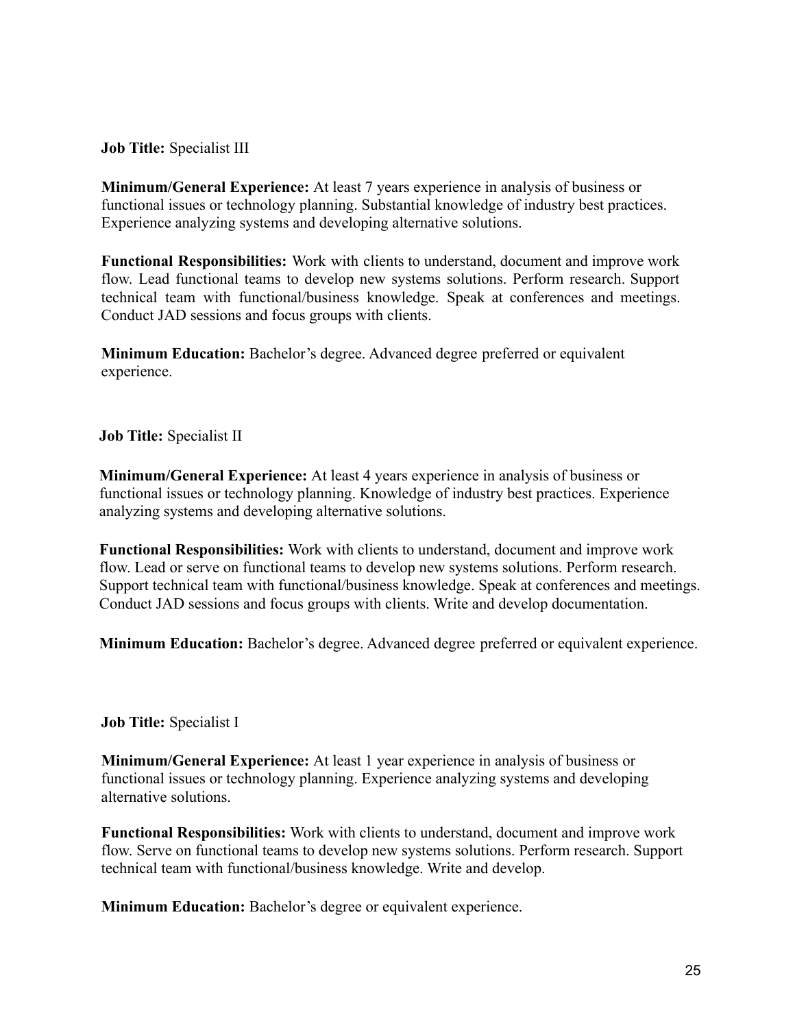**Job Title:** Specialist III

**Minimum/General Experience:** At least 7 years experience in analysis of business or functional issues or technology planning. Substantial knowledge of industry best practices. Experience analyzing systems and developing alternative solutions.

**Functional Responsibilities:** Work with clients to understand, document and improve work flow. Lead functional teams to develop new systems solutions. Perform research. Support technical team with functional/business knowledge. Speak at conferences and meetings. Conduct JAD sessions and focus groups with clients.

**Minimum Education:** Bachelor's degree. Advanced degree preferred or equivalent experience.

**Job Title:** Specialist II

**Minimum/General Experience:** At least 4 years experience in analysis of business or functional issues or technology planning. Knowledge of industry best practices. Experience analyzing systems and developing alternative solutions.

**Functional Responsibilities:** Work with clients to understand, document and improve work flow. Lead or serve on functional teams to develop new systems solutions. Perform research. Support technical team with functional/business knowledge. Speak at conferences and meetings. Conduct JAD sessions and focus groups with clients. Write and develop documentation.

**Minimum Education:** Bachelor's degree. Advanced degree preferred or equivalent experience.

**Job Title:** Specialist I

**Minimum/General Experience:** At least 1 year experience in analysis of business or functional issues or technology planning. Experience analyzing systems and developing alternative solutions.

**Functional Responsibilities:** Work with clients to understand, document and improve work flow. Serve on functional teams to develop new systems solutions. Perform research. Support technical team with functional/business knowledge. Write and develop.

**Minimum Education:** Bachelor's degree or equivalent experience.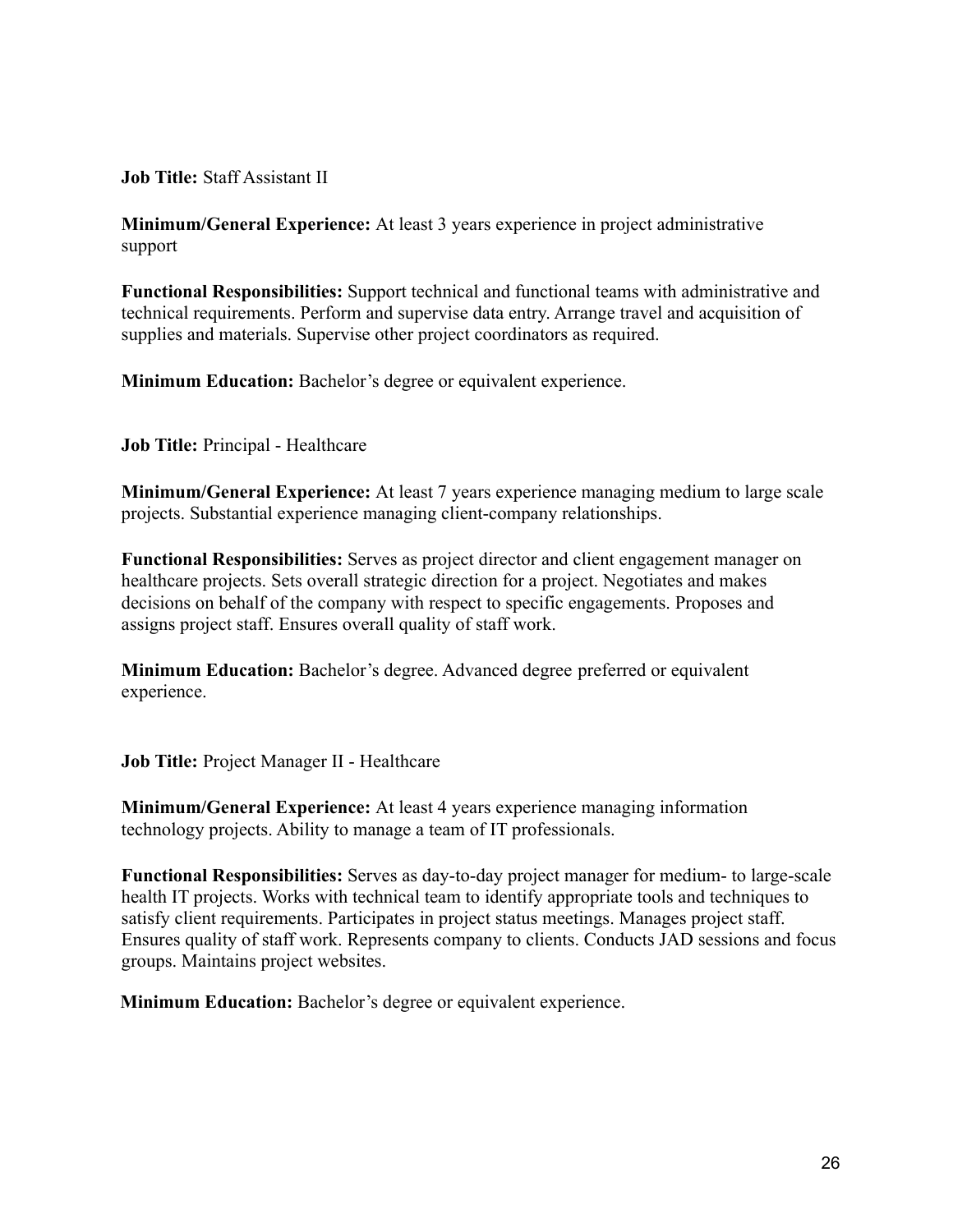**Job Title:** Staff Assistant II

**Minimum/General Experience:** At least 3 years experience in project administrative support

**Functional Responsibilities:** Support technical and functional teams with administrative and technical requirements. Perform and supervise data entry. Arrange travel and acquisition of supplies and materials. Supervise other project coordinators as required.

**Minimum Education:** Bachelor's degree or equivalent experience.

**Job Title:** Principal - Healthcare

**Minimum/General Experience:** At least 7 years experience managing medium to large scale projects. Substantial experience managing client-company relationships.

**Functional Responsibilities:** Serves as project director and client engagement manager on healthcare projects. Sets overall strategic direction for a project. Negotiates and makes decisions on behalf of the company with respect to specific engagements. Proposes and assigns project staff. Ensures overall quality of staff work.

**Minimum Education:** Bachelor's degree. Advanced degree preferred or equivalent experience.

**Job Title:** Project Manager II - Healthcare

**Minimum/General Experience:** At least 4 years experience managing information technology projects. Ability to manage a team of IT professionals.

**Functional Responsibilities:** Serves as day-to-day project manager for medium- to large-scale health IT projects. Works with technical team to identify appropriate tools and techniques to satisfy client requirements. Participates in project status meetings. Manages project staff. Ensures quality of staff work. Represents company to clients. Conducts JAD sessions and focus groups. Maintains project websites.

**Minimum Education:** Bachelor's degree or equivalent experience.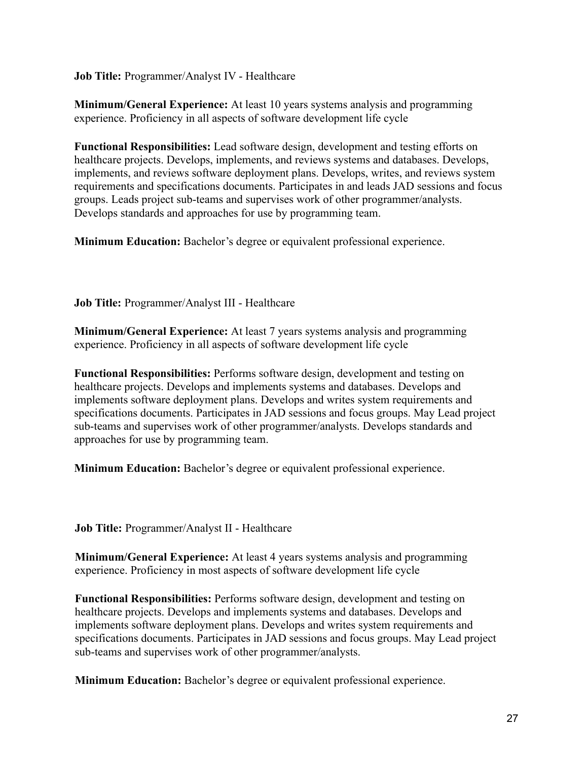**Job Title:** Programmer/Analyst IV - Healthcare

**Minimum/General Experience:** At least 10 years systems analysis and programming experience. Proficiency in all aspects of software development life cycle

**Functional Responsibilities:** Lead software design, development and testing efforts on healthcare projects. Develops, implements, and reviews systems and databases. Develops, implements, and reviews software deployment plans. Develops, writes, and reviews system requirements and specifications documents. Participates in and leads JAD sessions and focus groups. Leads project sub-teams and supervises work of other programmer/analysts. Develops standards and approaches for use by programming team.

**Minimum Education:** Bachelor's degree or equivalent professional experience.

**Job Title:** Programmer/Analyst III - Healthcare

**Minimum/General Experience:** At least 7 years systems analysis and programming experience. Proficiency in all aspects of software development life cycle

**Functional Responsibilities:** Performs software design, development and testing on healthcare projects. Develops and implements systems and databases. Develops and implements software deployment plans. Develops and writes system requirements and specifications documents. Participates in JAD sessions and focus groups. May Lead project sub-teams and supervises work of other programmer/analysts. Develops standards and approaches for use by programming team.

**Minimum Education:** Bachelor's degree or equivalent professional experience.

**Job Title:** Programmer/Analyst II - Healthcare

**Minimum/General Experience:** At least 4 years systems analysis and programming experience. Proficiency in most aspects of software development life cycle

**Functional Responsibilities:** Performs software design, development and testing on healthcare projects. Develops and implements systems and databases. Develops and implements software deployment plans. Develops and writes system requirements and specifications documents. Participates in JAD sessions and focus groups. May Lead project sub-teams and supervises work of other programmer/analysts.

**Minimum Education:** Bachelor's degree or equivalent professional experience.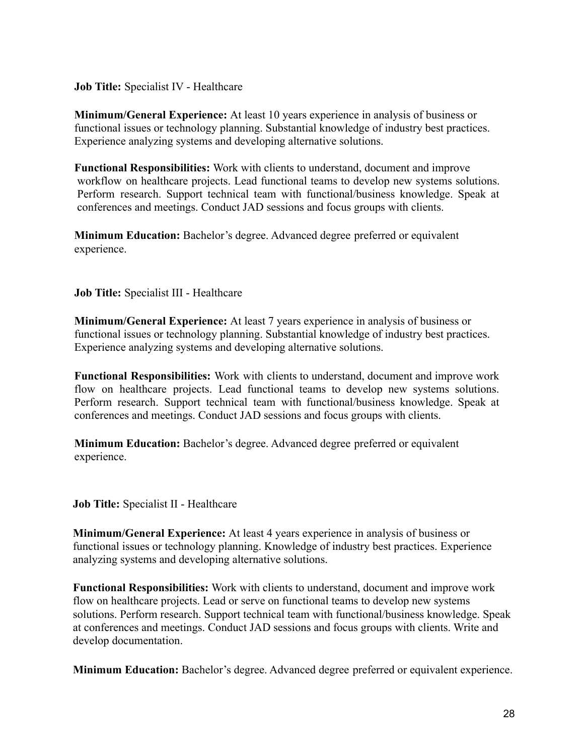**Job Title:** Specialist IV - Healthcare

**Minimum/General Experience:** At least 10 years experience in analysis of business or functional issues or technology planning. Substantial knowledge of industry best practices. Experience analyzing systems and developing alternative solutions.

**Functional Responsibilities:** Work with clients to understand, document and improve workflow on healthcare projects. Lead functional teams to develop new systems solutions. Perform research. Support technical team with functional/business knowledge. Speak at conferences and meetings. Conduct JAD sessions and focus groups with clients.

**Minimum Education:** Bachelor's degree. Advanced degree preferred or equivalent experience.

**Job Title:** Specialist III - Healthcare

**Minimum/General Experience:** At least 7 years experience in analysis of business or functional issues or technology planning. Substantial knowledge of industry best practices. Experience analyzing systems and developing alternative solutions.

**Functional Responsibilities:** Work with clients to understand, document and improve work flow on healthcare projects. Lead functional teams to develop new systems solutions. Perform research. Support technical team with functional/business knowledge. Speak at conferences and meetings. Conduct JAD sessions and focus groups with clients.

**Minimum Education:** Bachelor's degree. Advanced degree preferred or equivalent experience.

**Job Title:** Specialist II - Healthcare

**Minimum/General Experience:** At least 4 years experience in analysis of business or functional issues or technology planning. Knowledge of industry best practices. Experience analyzing systems and developing alternative solutions.

**Functional Responsibilities:** Work with clients to understand, document and improve work flow on healthcare projects. Lead or serve on functional teams to develop new systems solutions. Perform research. Support technical team with functional/business knowledge. Speak at conferences and meetings. Conduct JAD sessions and focus groups with clients. Write and develop documentation.

**Minimum Education:** Bachelor's degree. Advanced degree preferred or equivalent experience.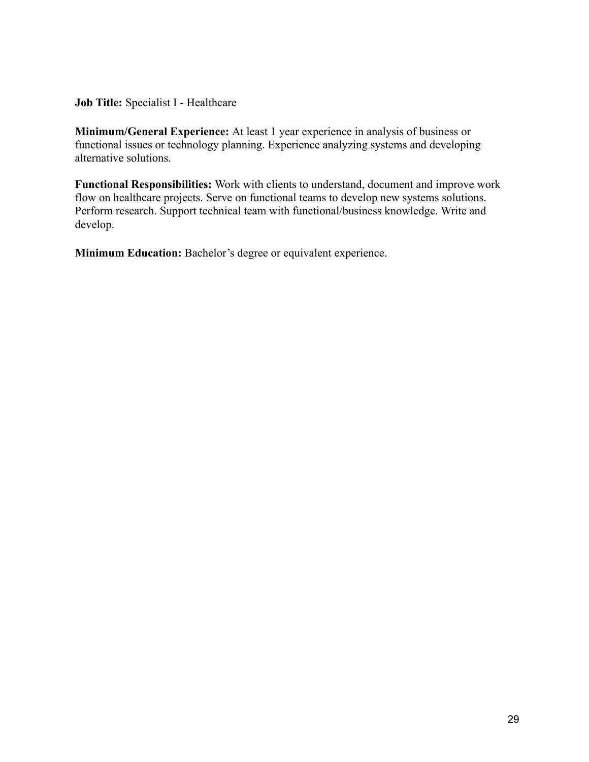**Job Title:** Specialist I - Healthcare

**Minimum/General Experience:** At least 1 year experience in analysis of business or functional issues or technology planning. Experience analyzing systems and developing alternative solutions.

**Functional Responsibilities:** Work with clients to understand, document and improve work flow on healthcare projects. Serve on functional teams to develop new systems solutions. Perform research. Support technical team with functional/business knowledge. Write and develop.

**Minimum Education:** Bachelor's degree or equivalent experience.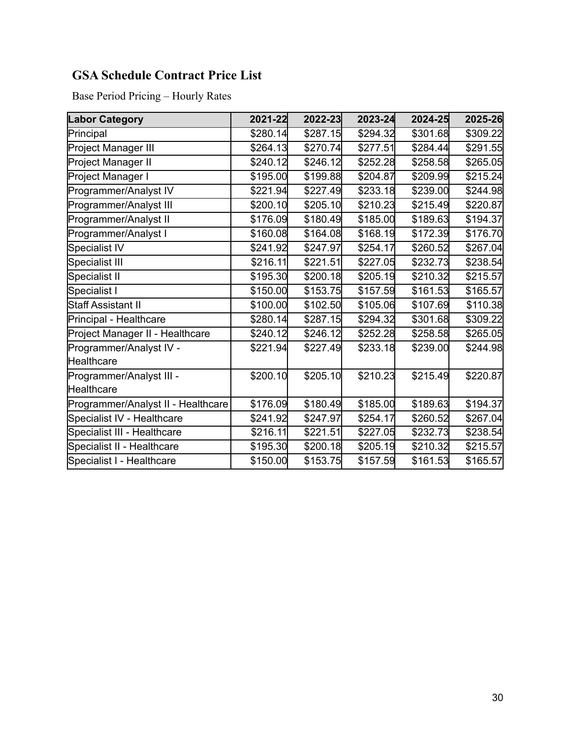## GSA Schedule Contract Price List

Base Period Pricing – Hourly Rates

| Labor Category | 2021-22 | 2022-23 | 2023-24 | 2024-25 | 2025-26 |
|---|---|---|---|---|---|
| Principal | $280.14 | $287.15 | $294.32 | $301.68 | $309.22 |
| Project Manager III | $264.13 | $270.74 | $277.51 | $284.44 | $291.55 |
| Project Manager II | $240.12 | $246.12 | $252.28 | $258.58 | $265.05 |
| Project Manager I | $195.00 | $199.88 | $204.87 | $209.99 | $215.24 |
| Programmer/Analyst IV | $221.94 | $227.49 | $233.18 | $239.00 | $244.98 |
| Programmer/Analyst III | $200.10 | $205.10 | $210.23 | $215.49 | $220.87 |
| Programmer/Analyst II | $176.09 | $180.49 | $185.00 | $189.63 | $194.37 |
| Programmer/Analyst I | $160.08 | $164.08 | $168.19 | $172.39 | $176.70 |
| Specialist IV | $241.92 | $247.97 | $254.17 | $260.52 | $267.04 |
| Specialist III | $216.11 | $221.51 | $227.05 | $232.73 | $238.54 |
| Specialist II | $195.30 | $200.18 | $205.19 | $210.32 | $215.57 |
| Specialist I | $150.00 | $153.75 | $157.59 | $161.53 | $165.57 |
| Staff Assistant II | $100.00 | $102.50 | $105.06 | $107.69 | $110.38 |
| Principal - Healthcare | $280.14 | $287.15 | $294.32 | $301.68 | $309.22 |
| Project Manager II - Healthcare | $240.12 | $246.12 | $252.28 | $258.58 | $265.05 |
| Programmer/Analyst IV - Healthcare | $221.94 | $227.49 | $233.18 | $239.00 | $244.98 |
| Programmer/Analyst III - Healthcare | $200.10 | $205.10 | $210.23 | $215.49 | $220.87 |
| Programmer/Analyst II - Healthcare | $176.09 | $180.49 | $185.00 | $189.63 | $194.37 |
| Specialist IV - Healthcare | $241.92 | $247.97 | $254.17 | $260.52 | $267.04 |
| Specialist III - Healthcare | $216.11 | $221.51 | $227.05 | $232.73 | $238.54 |
| Specialist II - Healthcare | $195.30 | $200.18 | $205.19 | $210.32 | $215.57 |
| Specialist I - Healthcare | $150.00 | $153.75 | $157.59 | $161.53 | $165.57 |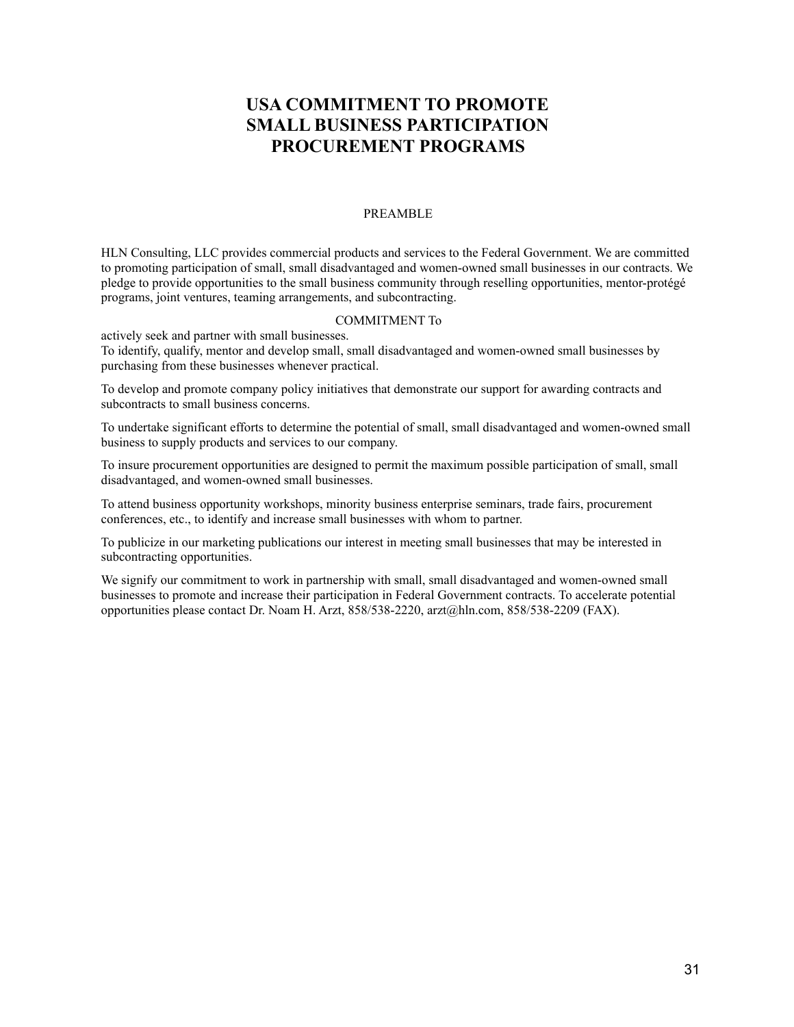# USA COMMITMENT TO PROMOTE SMALL BUSINESS PARTICIPATION PROCUREMENT PROGRAMS

PREAMBLE

HLN Consulting, LLC provides commercial products and services to the Federal Government. We are committed to promoting participation of small, small disadvantaged and women-owned small businesses in our contracts. We pledge to provide opportunities to the small business community through reselling opportunities, mentor-protégé programs, joint ventures, teaming arrangements, and subcontracting.

COMMITMENT To

actively seek and partner with small businesses.
To identify, qualify, mentor and develop small, small disadvantaged and women-owned small businesses by purchasing from these businesses whenever practical.

To develop and promote company policy initiatives that demonstrate our support for awarding contracts and subcontracts to small business concerns.

To undertake significant efforts to determine the potential of small, small disadvantaged and women-owned small business to supply products and services to our company.

To insure procurement opportunities are designed to permit the maximum possible participation of small, small disadvantaged, and women-owned small businesses.

To attend business opportunity workshops, minority business enterprise seminars, trade fairs, procurement conferences, etc., to identify and increase small businesses with whom to partner.

To publicize in our marketing publications our interest in meeting small businesses that may be interested in subcontracting opportunities.

We signify our commitment to work in partnership with small, small disadvantaged and women-owned small businesses to promote and increase their participation in Federal Government contracts. To accelerate potential opportunities please contact Dr. Noam H. Arzt, 858/538-2220, arzt@hln.com, 858/538-2209 (FAX).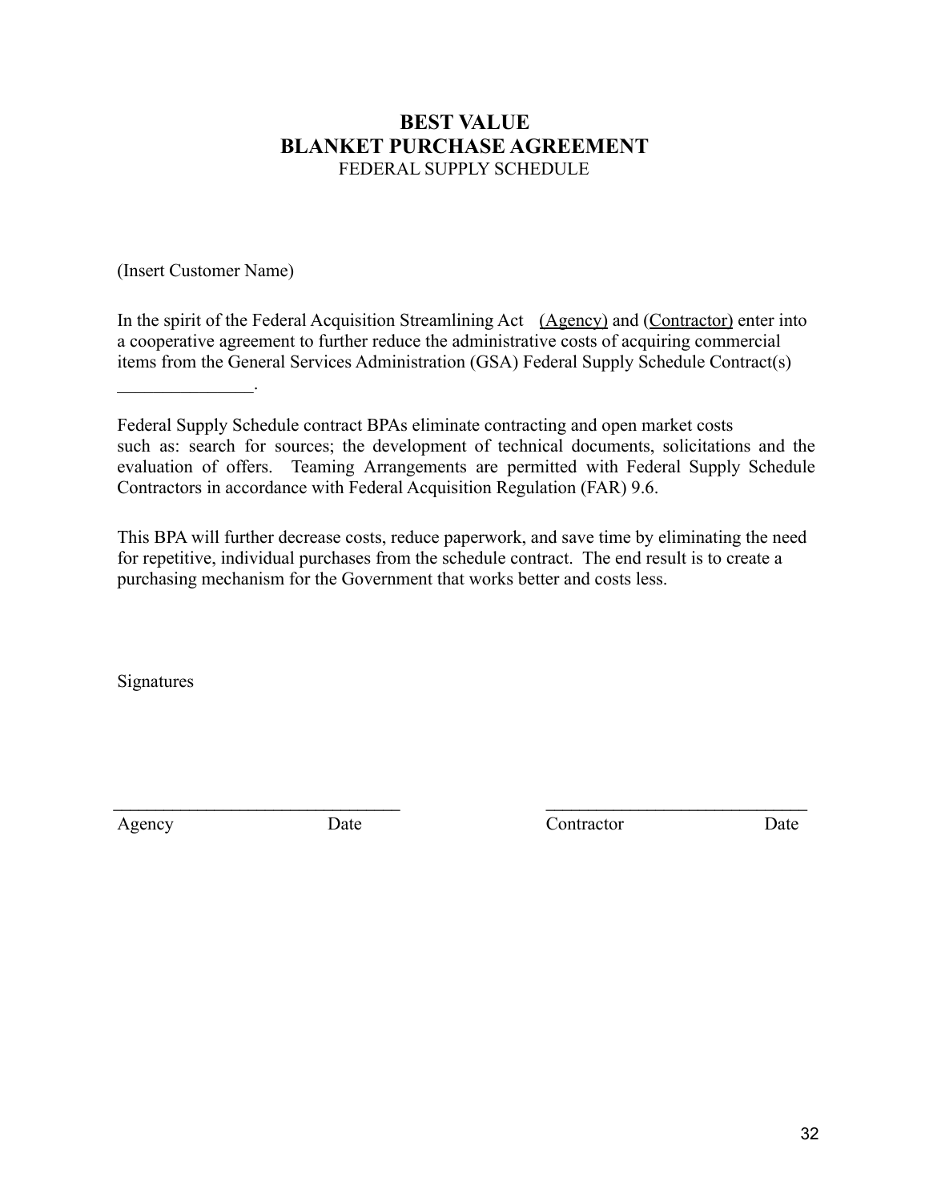# BEST VALUE
# BLANKET PURCHASE AGREEMENT
FEDERAL SUPPLY SCHEDULE

(Insert Customer Name)

In the spirit of the Federal Acquisition Streamlining Act (Agency) and (Contractor) enter into a cooperative agreement to further reduce the administrative costs of acquiring commercial items from the General Services Administration (GSA) Federal Supply Schedule Contract(s) _______________.

Federal Supply Schedule contract BPAs eliminate contracting and open market costs such as: search for sources; the development of technical documents, solicitations and the evaluation of offers. Teaming Arrangements are permitted with Federal Supply Schedule Contractors in accordance with Federal Acquisition Regulation (FAR) 9.6.

This BPA will further decrease costs, reduce paperwork, and save time by eliminating the need for repetitive, individual purchases from the schedule contract. The end result is to create a purchasing mechanism for the Government that works better and costs less.

Signatures

________________________________ ________________________________

Agency Date Contractor Date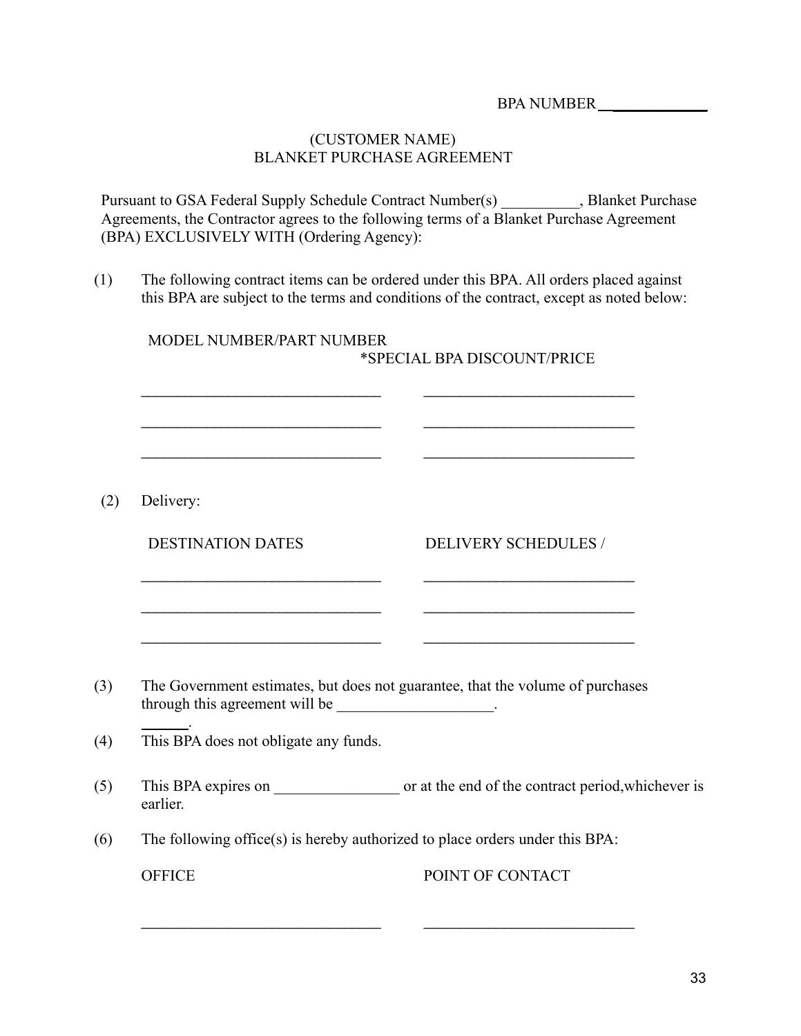BPA NUMBER ______________

(CUSTOMER NAME)
BLANKET PURCHASE AGREEMENT

Pursuant to GSA Federal Supply Schedule Contract Number(s) __________, Blanket Purchase Agreements, the Contractor agrees to the following terms of a Blanket Purchase Agreement (BPA) EXCLUSIVELY WITH (Ordering Agency):

(1) The following contract items can be ordered under this BPA. All orders placed against this BPA are subject to the terms and conditions of the contract, except as noted below:

| MODEL NUMBER/PART NUMBER | *SPECIAL BPA DISCOUNT/PRICE |
| --- | --- |
| _______________________________ | ___________________________ |
| _______________________________ | ___________________________ |
| _______________________________ | ___________________________ |

(2) Delivery:

| DESTINATION DATES | DELIVERY SCHEDULES / |
| --- | --- |
| _______________________________ | ___________________________ |
| _______________________________ | ___________________________ |
| _______________________________ | ___________________________ |

(3) The Government estimates, but does not guarantee, that the volume of purchases through this agreement will be ____________________.
______.

(4) This BPA does not obligate any funds.

(5) This BPA expires on ________________ or at the end of the contract period,whichever is earlier.

(6) The following office(s) is hereby authorized to place orders under this BPA:

| OFFICE | POINT OF CONTACT |
| --- | --- |
| _______________________________ | ___________________________ |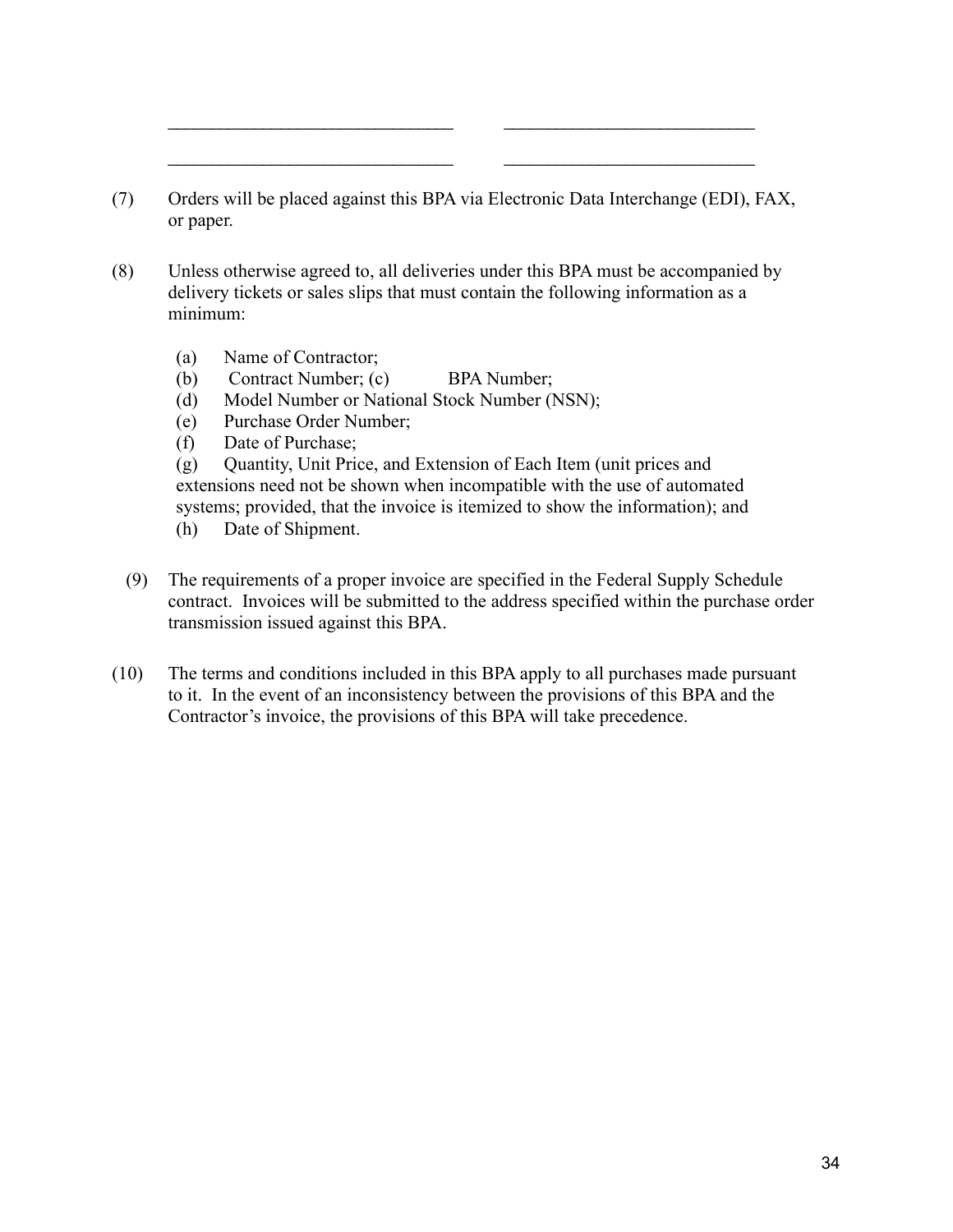\_\_\_\_\_\_\_\_\_\_\_\_\_\_\_\_\_\_\_\_\_\_\_\_\_\_\_\_\_\_\_ \_\_\_\_\_\_\_\_\_\_\_\_\_\_\_\_\_\_\_\_\_\_\_\_\_\_\_\_\_\_\_

\_\_\_\_\_\_\_\_\_\_\_\_\_\_\_\_\_\_\_\_\_\_\_\_\_\_\_\_\_\_\_ \_\_\_\_\_\_\_\_\_\_\_\_\_\_\_\_\_\_\_\_\_\_\_\_\_\_\_\_\_\_\_

(7) Orders will be placed against this BPA via Electronic Data Interchange (EDI), FAX, or paper.

(8) Unless otherwise agreed to, all deliveries under this BPA must be accompanied by delivery tickets or sales slips that must contain the following information as a minimum:

(a) Name of Contractor;
(b) Contract Number; (c) BPA Number;
(d) Model Number or National Stock Number (NSN);
(e) Purchase Order Number;
(f) Date of Purchase;
(g) Quantity, Unit Price, and Extension of Each Item (unit prices and extensions need not be shown when incompatible with the use of automated systems; provided, that the invoice is itemized to show the information); and
(h) Date of Shipment.

(9) The requirements of a proper invoice are specified in the Federal Supply Schedule contract. Invoices will be submitted to the address specified within the purchase order transmission issued against this BPA.

(10) The terms and conditions included in this BPA apply to all purchases made pursuant to it. In the event of an inconsistency between the provisions of this BPA and the Contractor's invoice, the provisions of this BPA will take precedence.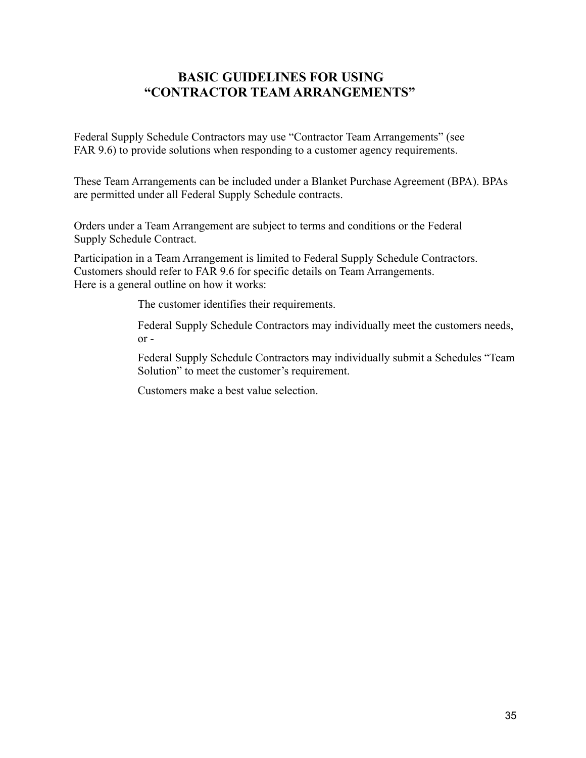# BASIC GUIDELINES FOR USING "CONTRACTOR TEAM ARRANGEMENTS"

Federal Supply Schedule Contractors may use "Contractor Team Arrangements" (see FAR 9.6) to provide solutions when responding to a customer agency requirements.

These Team Arrangements can be included under a Blanket Purchase Agreement (BPA). BPAs are permitted under all Federal Supply Schedule contracts.

Orders under a Team Arrangement are subject to terms and conditions or the Federal Supply Schedule Contract.

Participation in a Team Arrangement is limited to Federal Supply Schedule Contractors. Customers should refer to FAR 9.6 for specific details on Team Arrangements. Here is a general outline on how it works:

The customer identifies their requirements.

Federal Supply Schedule Contractors may individually meet the customers needs, or -

Federal Supply Schedule Contractors may individually submit a Schedules "Team Solution" to meet the customer's requirement.

Customers make a best value selection.